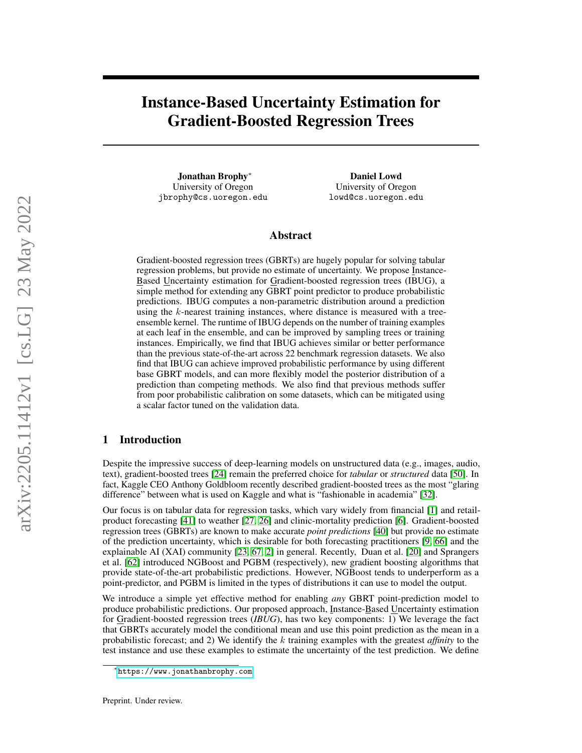# Instance-Based Uncertainty Estimation for Gradient-Boosted Regression Trees

**Jonathan Brophy**[*]
University of Oregon
jbrophy@cs.uoregon.edu

**Daniel Lowd**
University of Oregon
lowd@cs.uoregon.edu

## Abstract

Gradient-boosted regression trees (GBRTs) are hugely popular for solving tabular regression problems, but provide no estimate of uncertainty. We propose Instance-Based Uncertainty estimation for Gradient-boosted regression trees (IBUG), a simple method for extending any GBRT point predictor to produce probabilistic predictions. IBUG computes a non-parametric distribution around a prediction using the $k$-nearest training instances, where distance is measured with a tree-ensemble kernel. The runtime of IBUG depends on the number of training examples at each leaf in the ensemble, and can be improved by sampling trees or training instances. Empirically, we find that IBUG achieves similar or better performance than the previous state-of-the-art across 22 benchmark regression datasets. We also find that IBUG can achieve improved probabilistic performance by using different base GBRT models, and can more flexibly model the posterior distribution of a prediction than competing methods. We also find that previous methods suffer from poor probabilistic calibration on some datasets, which can be mitigated using a scalar factor tuned on the validation data.

## 1 Introduction

Despite the impressive success of deep-learning models on unstructured data (e.g., images, audio, text), gradient-boosted trees [24] remain the preferred choice for *tabular* or *structured* data [50]. In fact, Kaggle CEO Anthony Goldbloom recently described gradient-boosted trees as the most "glaring difference" between what is used on Kaggle and what is "fashionable in academia" [32].

Our focus is on tabular data for regression tasks, which vary widely from financial [1] and retail-product forecasting [41] to weather [27, 26] and clinic-mortality prediction [6]. Gradient-boosted regression trees (GBRTs) are known to make accurate *point predictions* [40] but provide no estimate of the prediction uncertainty, which is desirable for both forecasting practitioners [9, 66] and the explainable AI (XAI) community [23, 67, 2] in general. Recently, Duan et al. [20] and Sprangers et al. [62] introduced NGBoost and PGBM (respectively), new gradient boosting algorithms that provide state-of-the-art probabilistic predictions. However, NGBoost tends to underperform as a point-predictor, and PGBM is limited in the types of distributions it can use to model the output.

We introduce a simple yet effective method for enabling *any* GBRT point-prediction model to produce probabilistic predictions. Our proposed approach, Instance-Based Uncertainty estimation for Gradient-boosted regression trees (*IBUG*), has two key components: 1) We leverage the fact that GBRTs accurately model the conditional mean and use this point prediction as the mean in a probabilistic forecast; and 2) We identify the $k$ training examples with the greatest *affinity* to the test instance and use these examples to estimate the uncertainty of the test prediction. We define

[*]https://www.jonathanbrophy.com

Preprint. Under review.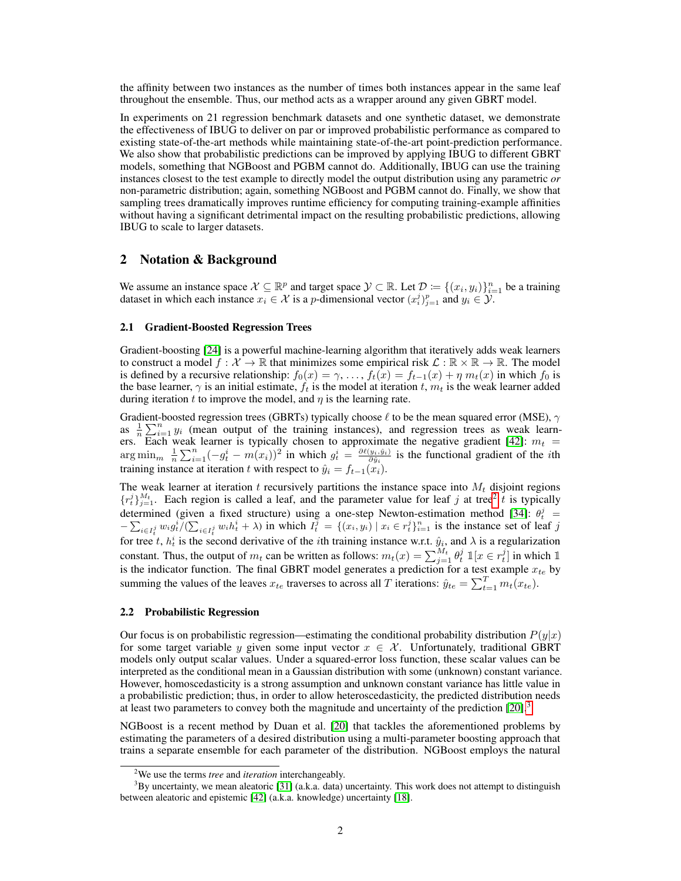the affinity between two instances as the number of times both instances appear in the same leaf throughout the ensemble. Thus, our method acts as a wrapper around any given GBRT model.

In experiments on 21 regression benchmark datasets and one synthetic dataset, we demonstrate the effectiveness of IBUG to deliver on par or improved probabilistic performance as compared to existing state-of-the-art methods while maintaining state-of-the-art point-prediction performance. We also show that probabilistic predictions can be improved by applying IBUG to different GBRT models, something that NGBoost and PGBM cannot do. Additionally, IBUG can use the training instances closest to the test example to directly model the output distribution using any parametric *or* non-parametric distribution; again, something NGBoost and PGBM cannot do. Finally, we show that sampling trees dramatically improves runtime efficiency for computing training-example affinities without having a significant detrimental impact on the resulting probabilistic predictions, allowing IBUG to scale to larger datasets.

## 2 Notation & Background

We assume an instance space $\mathcal{X} \subseteq \mathbb{R}^p$ and target space $\mathcal{Y} \subset \mathbb{R}$. Let $\mathcal{D} \coloneqq \{(x_i, y_i)\}_{i=1}^n$ be a training dataset in which each instance $x_i \in \mathcal{X}$ is a $p$-dimensional vector $(x_i^j)_{j=1}^p$ and $y_i \in \mathcal{Y}$.

### 2.1 Gradient-Boosted Regression Trees

Gradient-boosting [24] is a powerful machine-learning algorithm that iteratively adds weak learners to construct a model $f : \mathcal{X} \to \mathbb{R}$ that minimizes some empirical risk $\mathcal{L} : \mathbb{R} \times \mathbb{R} \to \mathbb{R}$. The model is defined by a recursive relationship: $f_0(x) = \gamma, \ldots, f_t(x) = f_{t-1}(x) + \eta\, m_t(x)$ in which $f_0$ is the base learner, $\gamma$ is an initial estimate, $f_t$ is the model at iteration $t$, $m_t$ is the weak learner added during iteration $t$ to improve the model, and $\eta$ is the learning rate.

Gradient-boosted regression trees (GBRTs) typically choose $\ell$ to be the mean squared error (MSE), $\gamma$ as $\frac{1}{n}\sum_{i=1}^n y_i$ (mean output of the training instances), and regression trees as weak learners. Each weak learner is typically chosen to approximate the negative gradient [42]: $m_t = \arg\min_m \ \frac{1}{n}\sum_{i=1}^n (-g_t^i - m(x_i))^2$ in which $g_t^i = \frac{\partial \ell(y_i, \hat{y}_i)}{\partial \hat{y}_i}$ is the functional gradient of the $i$th training instance at iteration $t$ with respect to $\hat{y}_i = f_{t-1}(x_i)$.

The weak learner at iteration $t$ recursively partitions the instance space into $M_t$ disjoint regions $\{r_t^j\}_{j=1}^{M_t}$. Each region is called a leaf, and the parameter value for leaf $j$ at tree[2] $t$ is typically determined (given a fixed structure) using a one-step Newton-estimation method [34]: $\theta_t^j = -\sum_{i \in I_t^j} w_i g_t^i / (\sum_{i \in I_t^j} w_i h_t^i + \lambda)$ in which $I_t^j = \{(x_i, y_i) \mid x_i \in r_t^j\}_{i=1}^n$ is the instance set of leaf $j$ for tree $t$, $h_t^i$ is the second derivative of the $i$th training instance w.r.t. $\hat{y}_i$, and $\lambda$ is a regularization constant. Thus, the output of $m_t$ can be written as follows: $m_t(x) = \sum_{j=1}^{M_t} \theta_t^j \ \mathbb{1}[x \in r_t^j]$ in which $\mathbb{1}$ is the indicator function. The final GBRT model generates a prediction for a test example $x_{te}$ by summing the values of the leaves $x_{te}$ traverses to across all $T$ iterations: $\hat{y}_{te} = \sum_{t=1}^T m_t(x_{te})$.

### 2.2 Probabilistic Regression

Our focus is on probabilistic regression—estimating the conditional probability distribution $P(y|x)$ for some target variable $y$ given some input vector $x \in \mathcal{X}$. Unfortunately, traditional GBRT models only output scalar values. Under a squared-error loss function, these scalar values can be interpreted as the conditional mean in a Gaussian distribution with some (unknown) constant variance. However, homoscedasticity is a strong assumption and unknown constant variance has little value in a probabilistic prediction; thus, in order to allow heteroscedasticity, the predicted distribution needs at least two parameters to convey both the magnitude and uncertainty of the prediction [20].[3]

NGBoost is a recent method by Duan et al. [20] that tackles the aforementioned problems by estimating the parameters of a desired distribution using a multi-parameter boosting approach that trains a separate ensemble for each parameter of the distribution. NGBoost employs the natural

[2] We use the terms *tree* and *iteration* interchangeably.

[3] By uncertainty, we mean aleatoric [31] (a.k.a. data) uncertainty. This work does not attempt to distinguish between aleatoric and epistemic [42] (a.k.a. knowledge) uncertainty [18].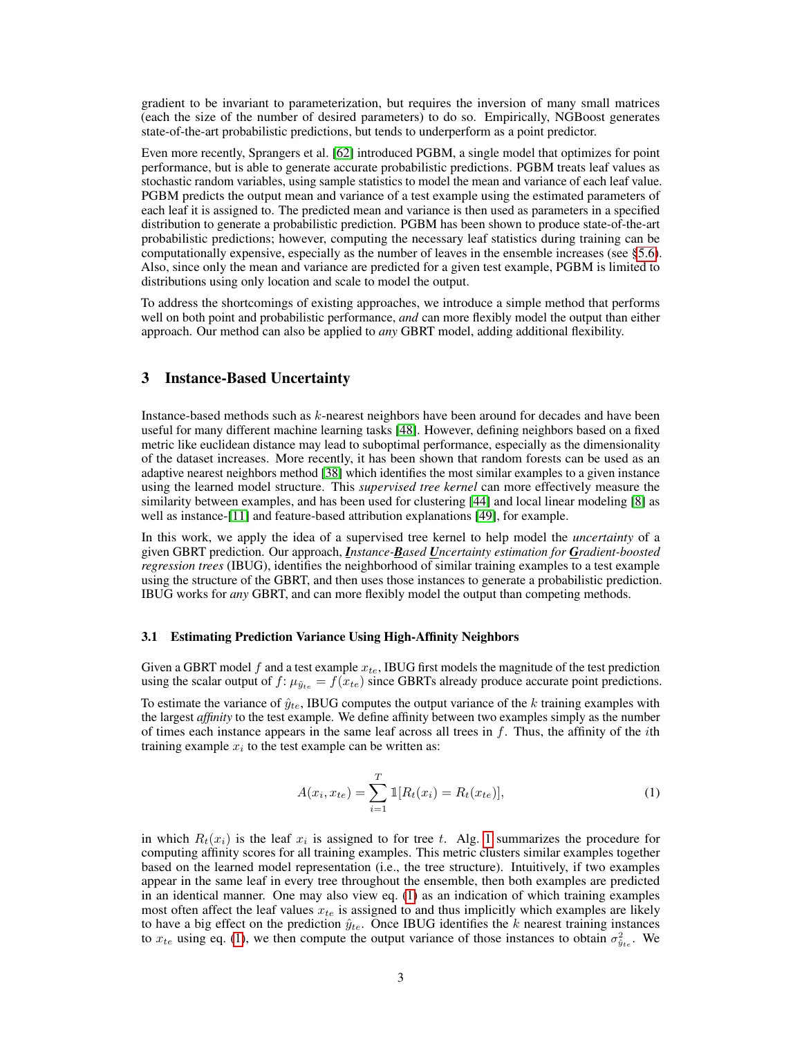gradient to be invariant to parameterization, but requires the inversion of many small matrices (each the size of the number of desired parameters) to do so. Empirically, NGBoost generates state-of-the-art probabilistic predictions, but tends to underperform as a point predictor.

Even more recently, Sprangers et al. [62] introduced PGBM, a single model that optimizes for point performance, but is able to generate accurate probabilistic predictions. PGBM treats leaf values as stochastic random variables, using sample statistics to model the mean and variance of each leaf value. PGBM predicts the output mean and variance of a test example using the estimated parameters of each leaf it is assigned to. The predicted mean and variance is then used as parameters in a specified distribution to generate a probabilistic prediction. PGBM has been shown to produce state-of-the-art probabilistic predictions; however, computing the necessary leaf statistics during training can be computationally expensive, especially as the number of leaves in the ensemble increases (see §5.6). Also, since only the mean and variance are predicted for a given test example, PGBM is limited to distributions using only location and scale to model the output.

To address the shortcomings of existing approaches, we introduce a simple method that performs well on both point and probabilistic performance, *and* can more flexibly model the output than either approach. Our method can also be applied to *any* GBRT model, adding additional flexibility.

## 3 Instance-Based Uncertainty

Instance-based methods such as $k$-nearest neighbors have been around for decades and have been useful for many different machine learning tasks [48]. However, defining neighbors based on a fixed metric like euclidean distance may lead to suboptimal performance, especially as the dimensionality of the dataset increases. More recently, it has been shown that random forests can be used as an adaptive nearest neighbors method [38] which identifies the most similar examples to a given instance using the learned model structure. This *supervised tree kernel* can more effectively measure the similarity between examples, and has been used for clustering [44] and local linear modeling [8] as well as instance-[11] and feature-based attribution explanations [49], for example.

In this work, we apply the idea of a supervised tree kernel to help model the *uncertainty* of a given GBRT prediction. Our approach, ***I****nstance-****B****ased* ***U****ncertainty estimation for* ***G****radient-boosted regression trees* (IBUG), identifies the neighborhood of similar training examples to a test example using the structure of the GBRT, and then uses those instances to generate a probabilistic prediction. IBUG works for *any* GBRT, and can more flexibly model the output than competing methods.

### 3.1 Estimating Prediction Variance Using High-Affinity Neighbors

Given a GBRT model $f$ and a test example $x_{te}$, IBUG first models the magnitude of the test prediction using the scalar output of $f$: $\mu_{\hat{y}_{te}} = f(x_{te})$ since GBRTs already produce accurate point predictions.

To estimate the variance of $\hat{y}_{te}$, IBUG computes the output variance of the $k$ training examples with the largest *affinity* to the test example. We define affinity between two examples simply as the number of times each instance appears in the same leaf across all trees in $f$. Thus, the affinity of the $i$th training example $x_i$ to the test example can be written as:

$$A(x_i, x_{te}) = \sum_{i=1}^{T} \mathbb{1}[R_t(x_i) = R_t(x_{te})], \tag{1}$$

in which $R_t(x_i)$ is the leaf $x_i$ is assigned to for tree $t$. Alg. 1 summarizes the procedure for computing affinity scores for all training examples. This metric clusters similar examples together based on the learned model representation (i.e., the tree structure). Intuitively, if two examples appear in the same leaf in every tree throughout the ensemble, then both examples are predicted in an identical manner. One may also view eq. (1) as an indication of which training examples most often affect the leaf values $x_{te}$ is assigned to and thus implicitly which examples are likely to have a big effect on the prediction $\hat{y}_{te}$. Once IBUG identifies the $k$ nearest training instances to $x_{te}$ using eq. (1), we then compute the output variance of those instances to obtain $\sigma^2_{\hat{y}_{te}}$. We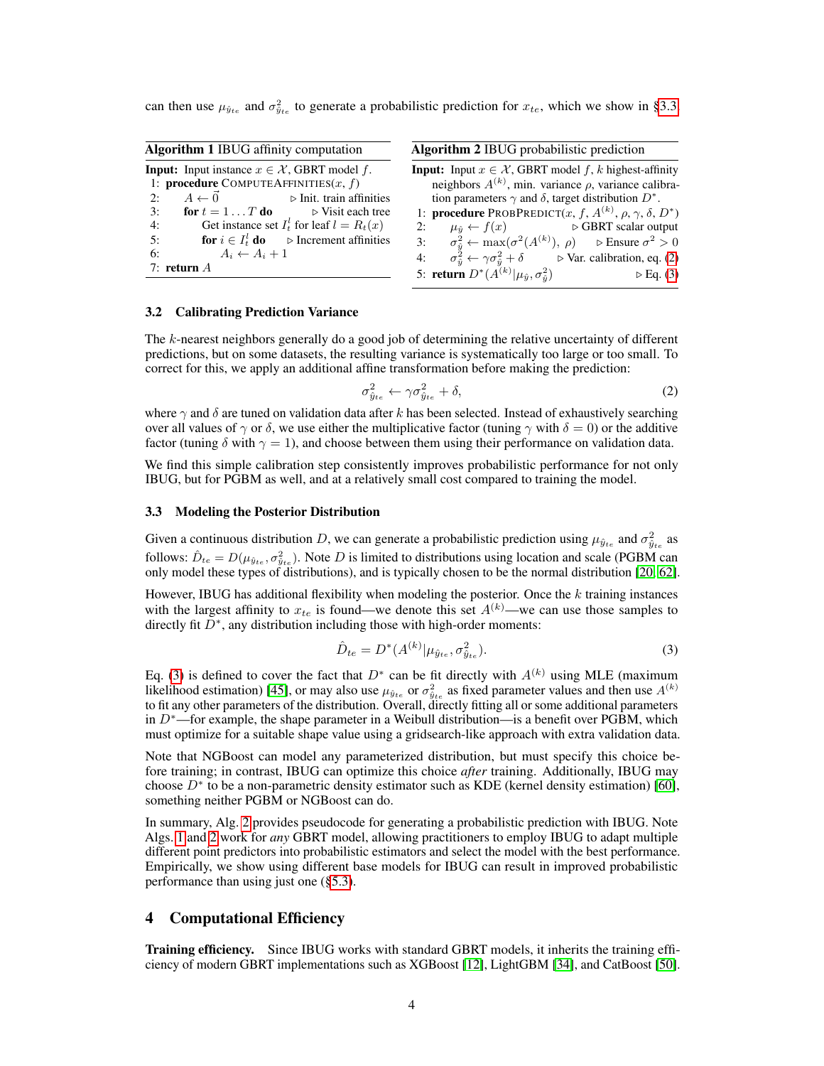can then use $\mu_{\hat{y}_{te}}$ and $\sigma^2_{\hat{y}_{te}}$ to generate a probabilistic prediction for $x_{te}$, which we show in §3.3.

**Algorithm 1** IBUG affinity computation

**Input:** Input instance $x \in \mathcal{X}$, GBRT model $f$.

```
1: procedure ComputeAffinities(x, f)
2:     A ← 0⃗                                  ▷ Init. train affinities
3:     for t = 1 ... T do                      ▷ Visit each tree
4:         Get instance set I_t^l for leaf l = R_t(x)
5:         for i ∈ I_t^l do                    ▷ Increment affinities
6:             A_i ← A_i + 1
7: return A
```

**Algorithm 2** IBUG probabilistic prediction

**Input:** Input $x \in \mathcal{X}$, GBRT model $f$, $k$ highest-affinity neighbors $A^{(k)}$, min. variance $\rho$, variance calibration parameters $\gamma$ and $\delta$, target distribution $D^*$.

```
1: procedure ProbPredict(x, f, A^(k), ρ, γ, δ, D*)
2:     μ_ŷ ← f(x)                              ▷ GBRT scalar output
3:     σ²_ŷ ← max(σ²(A^(k)), ρ)                ▷ Ensure σ² > 0
4:     σ²_ŷ ← γσ²_ŷ + δ                        ▷ Var. calibration, eq. (2)
5: return D*(A^(k) | μ_ŷ, σ²_ŷ)                ▷ Eq. (3)
```

### 3.2 Calibrating Prediction Variance

The $k$-nearest neighbors generally do a good job of determining the relative uncertainty of different predictions, but on some datasets, the resulting variance is systematically too large or too small. To correct for this, we apply an additional affine transformation before making the prediction:

$$\sigma^2_{\hat{y}_{te}} \leftarrow \gamma \sigma^2_{\hat{y}_{te}} + \delta, \tag{2}$$

where $\gamma$ and $\delta$ are tuned on validation data after $k$ has been selected. Instead of exhaustively searching over all values of $\gamma$ or $\delta$, we use either the multiplicative factor (tuning $\gamma$ with $\delta = 0$) or the additive factor (tuning $\delta$ with $\gamma = 1$), and choose between them using their performance on validation data.

We find this simple calibration step consistently improves probabilistic performance for not only IBUG, but for PGBM as well, and at a relatively small cost compared to training the model.

### 3.3 Modeling the Posterior Distribution

Given a continuous distribution $D$, we can generate a probabilistic prediction using $\mu_{\hat{y}_{te}}$ and $\sigma^2_{\hat{y}_{te}}$ as follows: $\hat{D}_{te} = D(\mu_{\hat{y}_{te}}, \sigma^2_{\hat{y}_{te}})$. Note $D$ is limited to distributions using location and scale (PGBM can only model these types of distributions), and is typically chosen to be the normal distribution [20, 62].

However, IBUG has additional flexibility when modeling the posterior. Once the $k$ training instances with the largest affinity to $x_{te}$ is found—we denote this set $A^{(k)}$—we can use those samples to directly fit $D^*$, any distribution including those with high-order moments:

$$\hat{D}_{te} = D^*(A^{(k)} | \mu_{\hat{y}_{te}}, \sigma^2_{\hat{y}_{te}}). \tag{3}$$

Eq. (3) is defined to cover the fact that $D^*$ can be fit directly with $A^{(k)}$ using MLE (maximum likelihood estimation) [45], or may also use $\mu_{\hat{y}_{te}}$ or $\sigma^2_{\hat{y}_{te}}$ as fixed parameter values and then use $A^{(k)}$ to fit any other parameters of the distribution. Overall, directly fitting all or some additional parameters in $D^*$—for example, the shape parameter in a Weibull distribution—is a benefit over PGBM, which must optimize for a suitable shape value using a gridsearch-like approach with extra validation data.

Note that NGBoost can model any parameterized distribution, but must specify this choice before training; in contrast, IBUG can optimize this choice *after* training. Additionally, IBUG may choose $D^*$ to be a non-parametric density estimator such as KDE (kernel density estimation) [60], something neither PGBM or NGBoost can do.

In summary, Alg. 2 provides pseudocode for generating a probabilistic prediction with IBUG. Note Algs. 1 and 2 work for *any* GBRT model, allowing practitioners to employ IBUG to adapt multiple different point predictors into probabilistic estimators and select the model with the best performance. Empirically, we show using different base models for IBUG can result in improved probabilistic performance than using just one (§5.3).

## 4 Computational Efficiency

**Training efficiency.** Since IBUG works with standard GBRT models, it inherits the training efficiency of modern GBRT implementations such as XGBoost [12], LightGBM [34], and CatBoost [50].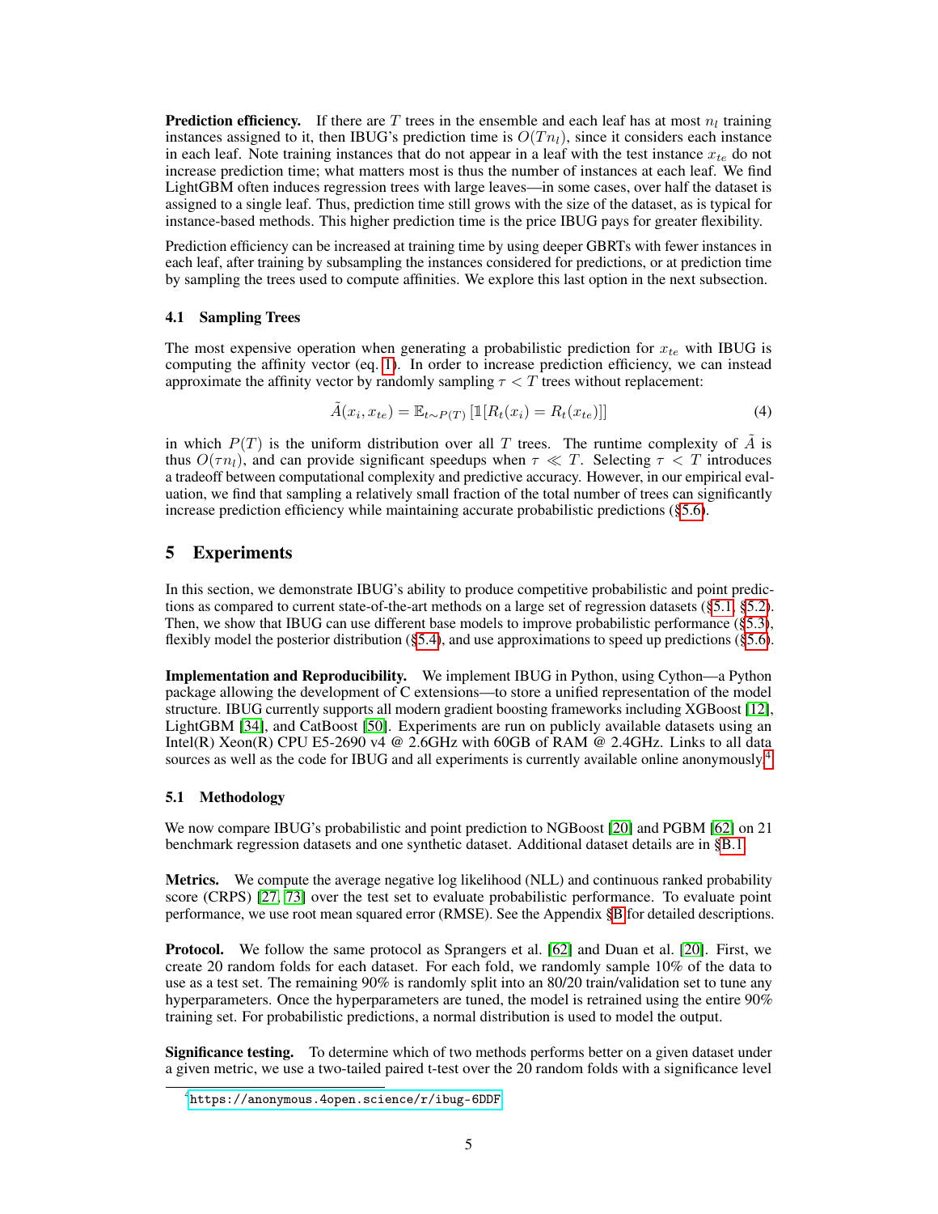**Prediction efficiency.** If there are $T$ trees in the ensemble and each leaf has at most $n_l$ training instances assigned to it, then IBUG's prediction time is $O(Tn_l)$, since it considers each instance in each leaf. Note training instances that do not appear in a leaf with the test instance $x_{te}$ do not increase prediction time; what matters most is thus the number of instances at each leaf. We find LightGBM often induces regression trees with large leaves—in some cases, over half the dataset is assigned to a single leaf. Thus, prediction time still grows with the size of the dataset, as is typical for instance-based methods. This higher prediction time is the price IBUG pays for greater flexibility.

Prediction efficiency can be increased at training time by using deeper GBRTs with fewer instances in each leaf, after training by subsampling the instances considered for predictions, or at prediction time by sampling the trees used to compute affinities. We explore this last option in the next subsection.

### 4.1 Sampling Trees

The most expensive operation when generating a probabilistic prediction for $x_{te}$ with IBUG is computing the affinity vector (eq. 1). In order to increase prediction efficiency, we can instead approximate the affinity vector by randomly sampling $\tau < T$ trees without replacement:

$$\tilde{A}(x_i, x_{te}) = \mathbb{E}_{t \sim P(T)} \left[ \mathbb{1}[R_t(x_i) = R_t(x_{te})] \right] \tag{4}$$

in which $P(T)$ is the uniform distribution over all $T$ trees. The runtime complexity of $\tilde{A}$ is thus $O(\tau n_l)$, and can provide significant speedups when $\tau \ll T$. Selecting $\tau < T$ introduces a tradeoff between computational complexity and predictive accuracy. However, in our empirical evaluation, we find that sampling a relatively small fraction of the total number of trees can significantly increase prediction efficiency while maintaining accurate probabilistic predictions (§5.6).

## 5 Experiments

In this section, we demonstrate IBUG's ability to produce competitive probabilistic and point predictions as compared to current state-of-the-art methods on a large set of regression datasets (§5.1, §5.2). Then, we show that IBUG can use different base models to improve probabilistic performance (§5.3), flexibly model the posterior distribution (§5.4), and use approximations to speed up predictions (§5.6).

**Implementation and Reproducibility.** We implement IBUG in Python, using Cython—a Python package allowing the development of C extensions—to store a unified representation of the model structure. IBUG currently supports all modern gradient boosting frameworks including XGBoost [12], LightGBM [34], and CatBoost [50]. Experiments are run on publicly available datasets using an Intel(R) Xeon(R) CPU E5-2690 v4 @ 2.6GHz with 60GB of RAM @ 2.4GHz. Links to all data sources as well as the code for IBUG and all experiments is currently available online anonymously.[4]

### 5.1 Methodology

We now compare IBUG's probabilistic and point prediction to NGBoost [20] and PGBM [62] on 21 benchmark regression datasets and one synthetic dataset. Additional dataset details are in §B.1.

**Metrics.** We compute the average negative log likelihood (NLL) and continuous ranked probability score (CRPS) [27, 73] over the test set to evaluate probabilistic performance. To evaluate point performance, we use root mean squared error (RMSE). See the Appendix §B for detailed descriptions.

**Protocol.** We follow the same protocol as Sprangers et al. [62] and Duan et al. [20]. First, we create 20 random folds for each dataset. For each fold, we randomly sample 10% of the data to use as a test set. The remaining 90% is randomly split into an 80/20 train/validation set to tune any hyperparameters. Once the hyperparameters are tuned, the model is retrained using the entire 90% training set. For probabilistic predictions, a normal distribution is used to model the output.

**Significance testing.** To determine which of two methods performs better on a given dataset under a given metric, we use a two-tailed paired t-test over the 20 random folds with a significance level

[4] https://anonymous.4open.science/r/ibug-6DDF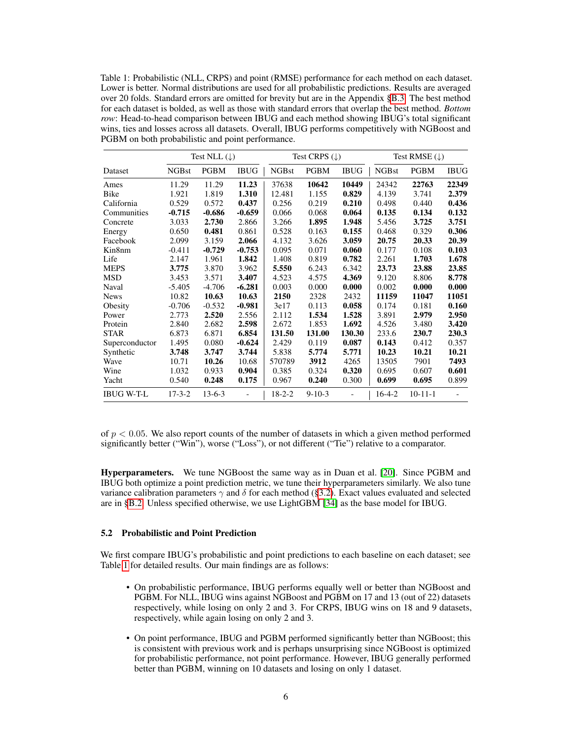Table 1: Probabilistic (NLL, CRPS) and point (RMSE) performance for each method on each dataset. Lower is better. Normal distributions are used for all probabilistic predictions. Results are averaged over 20 folds. Standard errors are omitted for brevity but are in the Appendix §B.3. The best method for each dataset is bolded, as well as those with standard errors that overlap the best method. *Bottom row*: Head-to-head comparison between IBUG and each method showing IBUG's total significant wins, ties and losses across all datasets. Overall, IBUG performs competitively with NGBoost and PGBM on both probabilistic and point performance.

| | Test NLL (↓) | | | Test CRPS (↓) | | | Test RMSE (↓) | | |
|---|---|---|---|---|---|---|---|---|---|
| Dataset | NGBst | PGBM | IBUG | NGBst | PGBM | IBUG | NGBst | PGBM | IBUG |
| Ames | 11.29 | 11.29 | **11.23** | 37638 | **10642** | **10449** | 24342 | **22763** | **22349** |
| Bike | 1.921 | 1.819 | **1.310** | 12.481 | 1.155 | **0.829** | 4.139 | 3.741 | **2.379** |
| California | 0.529 | 0.572 | **0.437** | 0.256 | 0.219 | **0.210** | 0.498 | 0.440 | **0.436** |
| Communities | **-0.715** | **-0.686** | **-0.659** | 0.066 | 0.068 | **0.064** | **0.135** | **0.134** | **0.132** |
| Concrete | 3.033 | **2.730** | 2.866 | 3.266 | **1.895** | **1.948** | 5.456 | **3.725** | **3.751** |
| Energy | 0.650 | **0.481** | 0.861 | 0.528 | 0.163 | **0.155** | 0.468 | 0.329 | **0.306** |
| Facebook | 2.099 | 3.159 | **2.066** | 4.132 | 3.626 | **3.059** | **20.75** | **20.33** | **20.39** |
| Kin8nm | -0.411 | **-0.729** | **-0.753** | 0.095 | 0.071 | **0.060** | 0.177 | 0.108 | **0.103** |
| Life | 2.147 | 1.961 | **1.842** | 1.408 | 0.819 | **0.782** | 2.261 | **1.703** | **1.678** |
| MEPS | **3.775** | 3.870 | 3.962 | **5.550** | 6.243 | 6.342 | **23.73** | **23.88** | **23.85** |
| MSD | 3.453 | 3.571 | **3.407** | 4.523 | 4.575 | **4.369** | 9.120 | 8.806 | **8.778** |
| Naval | -5.405 | -4.706 | **-6.281** | 0.003 | 0.000 | **0.000** | 0.002 | **0.000** | **0.000** |
| News | 10.82 | **10.63** | **10.63** | **2150** | 2328 | 2432 | **11159** | **11047** | **11051** |
| Obesity | -0.706 | -0.532 | **-0.981** | 3e17 | 0.113 | **0.058** | 0.174 | 0.181 | **0.160** |
| Power | 2.773 | **2.520** | 2.556 | 2.112 | **1.534** | **1.528** | 3.891 | **2.979** | **2.950** |
| Protein | 2.840 | 2.682 | **2.598** | 2.672 | 1.853 | **1.692** | 4.526 | 3.480 | **3.420** |
| STAR | 6.873 | 6.871 | **6.854** | **131.50** | **131.00** | **130.30** | 233.6 | **230.7** | **230.3** |
| Superconductor | 1.495 | 0.080 | **-0.624** | 2.429 | 0.119 | **0.087** | **0.143** | 0.412 | 0.357 |
| Synthetic | **3.748** | **3.747** | **3.744** | 5.838 | **5.774** | **5.771** | **10.23** | **10.21** | **10.21** |
| Wave | 10.71 | **10.26** | 10.68 | 570789 | **3912** | 4265 | 13505 | 7901 | **7493** |
| Wine | 1.032 | 0.933 | **0.904** | 0.385 | 0.324 | **0.320** | 0.695 | 0.607 | **0.601** |
| Yacht | 0.540 | **0.248** | **0.175** | 0.967 | **0.240** | 0.300 | **0.699** | **0.695** | 0.899 |
| IBUG W-T-L | 17-3-2 | 13-6-3 | - | 18-2-2 | 9-10-3 | - | 16-4-2 | 10-11-1 | - |

of $p < 0.05$. We also report counts of the number of datasets in which a given method performed significantly better ("Win"), worse ("Loss"), or not different ("Tie") relative to a comparator.

**Hyperparameters.** We tune NGBoost the same way as in Duan et al. [20]. Since PGBM and IBUG both optimize a point prediction metric, we tune their hyperparameters similarly. We also tune variance calibration parameters $\gamma$ and $\delta$ for each method (§3.2). Exact values evaluated and selected are in §B.2. Unless specified otherwise, we use LightGBM [34] as the base model for IBUG.

### 5.2 Probabilistic and Point Prediction

We first compare IBUG's probabilistic and point predictions to each baseline on each dataset; see Table 1 for detailed results. Our main findings are as follows:

- On probabilistic performance, IBUG performs equally well or better than NGBoost and PGBM. For NLL, IBUG wins against NGBoost and PGBM on 17 and 13 (out of 22) datasets respectively, while losing on only 2 and 3. For CRPS, IBUG wins on 18 and 9 datasets, respectively, while again losing on only 2 and 3.
- On point performance, IBUG and PGBM performed significantly better than NGBoost; this is consistent with previous work and is perhaps unsurprising since NGBoost is optimized for probabilistic performance, not point performance. However, IBUG generally performed better than PGBM, winning on 10 datasets and losing on only 1 dataset.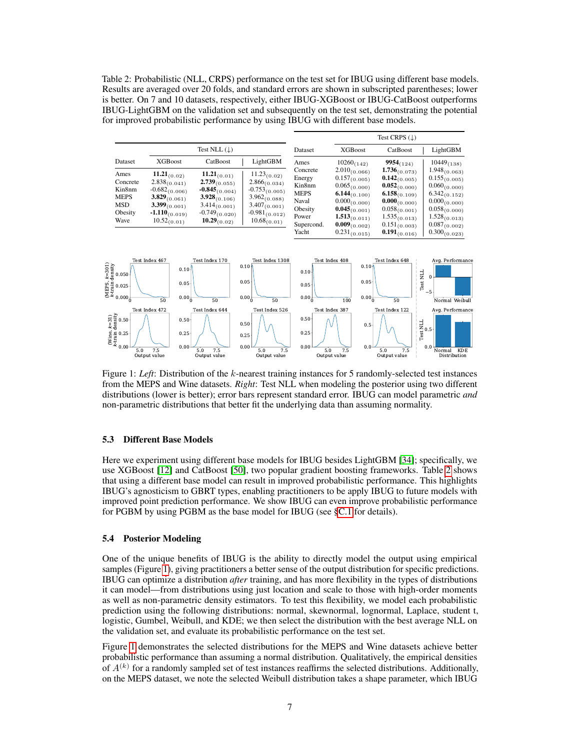Table 2: Probabilistic (NLL, CRPS) performance on the test set for IBUG using different base models. Results are averaged over 20 folds, and standard errors are shown in subscripted parentheses; lower is better. On 7 and 10 datasets, respectively, either IBUG-XGBoost or IBUG-CatBoost outperforms IBUG-LightGBM on the validation set and subsequently on the test set, demonstrating the potential for improved probabilistic performance by using IBUG with different base models.

| Dataset | Test NLL (↓) XGBoost | CatBoost | LightGBM |
|---|---|---|---|
| Ames | **11.21**$_{(0.02)}$ | **11.21**$_{(0.01)}$ | 11.23$_{(0.02)}$ |
| Concrete | 2.838$_{(0.041)}$ | **2.739**$_{(0.055)}$ | 2.866$_{(0.034)}$ |
| Kin8nm | -0.682$_{(0.006)}$ | **-0.845**$_{(0.004)}$ | -0.753$_{(0.005)}$ |
| MEPS | **3.829**$_{(0.061)}$ | **3.928**$_{(0.106)}$ | 3.962$_{(0.088)}$ |
| MSD | **3.399**$_{(0.001)}$ | 3.414$_{(0.001)}$ | 3.407$_{(0.001)}$ |
| Obesity | **-1.110**$_{(0.019)}$ | -0.749$_{(0.020)}$ | -0.981$_{(0.012)}$ |
| Wave | 10.52$_{(0.01)}$ | **10.29**$_{(0.02)}$ | 10.68$_{(0.01)}$ |

| Dataset | Test CRPS (↓) XGBoost | CatBoost | LightGBM |
|---|---|---|---|
| Ames | 10260$_{(142)}$ | **9954**$_{(124)}$ | 10449$_{(138)}$ |
| Concrete | 2.010$_{(0.066)}$ | **1.736**$_{(0.073)}$ | 1.948$_{(0.063)}$ |
| Energy | 0.157$_{(0.005)}$ | **0.142**$_{(0.005)}$ | 0.155$_{(0.005)}$ |
| Kin8nm | 0.065$_{(0.000)}$ | **0.052**$_{(0.000)}$ | 0.060$_{(0.000)}$ |
| MEPS | **6.144**$_{(0.100)}$ | **6.158**$_{(0.109)}$ | 6.342$_{(0.152)}$ |
| Naval | 0.000$_{(0.000)}$ | **0.000**$_{(0.000)}$ | 0.000$_{(0.000)}$ |
| Obesity | **0.045**$_{(0.001)}$ | 0.058$_{(0.001)}$ | 0.058$_{(0.001)}$ |
| Power | **1.513**$_{(0.011)}$ | 1.535$_{(0.013)}$ | 1.528$_{(0.013)}$ |
| Supercond. | **0.009**$_{(0.002)}$ | 0.151$_{(0.003)}$ | 0.087$_{(0.002)}$ |
| Yacht | 0.231$_{(0.015)}$ | **0.191**$_{(0.016)}$ | 0.300$_{(0.023)}$ |

Figure 1: *Left*: Distribution of the $k$-nearest training instances for 5 randomly-selected test instances from the MEPS and Wine datasets. *Right*: Test NLL when modeling the posterior using two different distributions (lower is better); error bars represent standard error. IBUG can model parametric *and* non-parametric distributions that better fit the underlying data than assuming normality.

### 5.3 Different Base Models

Here we experiment using different base models for IBUG besides LightGBM [34]; specifically, we use XGBoost [12] and CatBoost [50], two popular gradient boosting frameworks. Table 2 shows that using a different base model can result in improved probabilistic performance. This highlights IBUG's agnosticism to GBRT types, enabling practitioners to be apply IBUG to future models with improved point prediction performance. We show IBUG can even improve probabilistic performance for PGBM by using PGBM as the base model for IBUG (see §C.1 for details).

### 5.4 Posterior Modeling

One of the unique benefits of IBUG is the ability to directly model the output using empirical samples (Figure 1), giving practitioners a better sense of the output distribution for specific predictions. IBUG can optimize a distribution *after* training, and has more flexibility in the types of distributions it can model—from distributions using just location and scale to those with high-order moments as well as non-parametric density estimators. To test this flexibility, we model each probabilistic prediction using the following distributions: normal, skewnormal, lognormal, Laplace, student t, logistic, Gumbel, Weibull, and KDE; we then select the distribution with the best average NLL on the validation set, and evaluate its probabilistic performance on the test set.

Figure 1 demonstrates the selected distributions for the MEPS and Wine datasets achieve better probabilistic performance than assuming a normal distribution. Qualitatively, the empirical densities of $A^{(k)}$ for a randomly sampled set of test instances reaffirms the selected distributions. Additionally, on the MEPS dataset, we note the selected Weibull distribution takes a shape parameter, which IBUG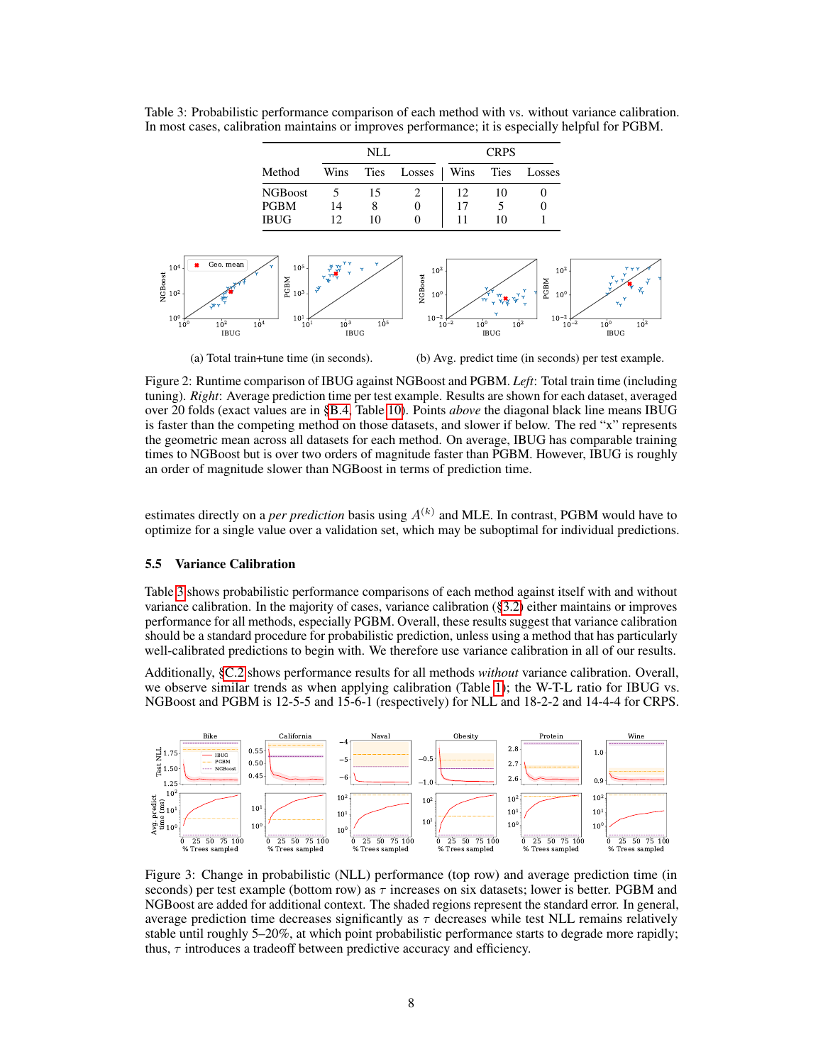Table 3: Probabilistic performance comparison of each method with vs. without variance calibration. In most cases, calibration maintains or improves performance; it is especially helpful for PGBM.

| | NLL | | | CRPS | | |
|---|---|---|---|---|---|---|
| Method | Wins | Ties | Losses | Wins | Ties | Losses |
| NGBoost | 5 | 15 | 2 | 12 | 10 | 0 |
| PGBM | 14 | 8 | 0 | 17 | 5 | 0 |
| IBUG | 12 | 10 | 0 | 11 | 10 | 1 |

(a) Total train+tune time (in seconds).

(b) Avg. predict time (in seconds) per test example.

Figure 2: Runtime comparison of IBUG against NGBoost and PGBM. *Left*: Total train time (including tuning). *Right*: Average prediction time per test example. Results are shown for each dataset, averaged over 20 folds (exact values are in §B.4, Table 10). Points *above* the diagonal black line means IBUG is faster than the competing method on those datasets, and slower if below. The red "x" represents the geometric mean across all datasets for each method. On average, IBUG has comparable training times to NGBoost but is over two orders of magnitude faster than PGBM. However, IBUG is roughly an order of magnitude slower than NGBoost in terms of prediction time.

estimates directly on a *per prediction* basis using $A^{(k)}$ and MLE. In contrast, PGBM would have to optimize for a single value over a validation set, which may be suboptimal for individual predictions.

### 5.5 Variance Calibration

Table 3 shows probabilistic performance comparisons of each method against itself with and without variance calibration. In the majority of cases, variance calibration (§3.2) either maintains or improves performance for all methods, especially PGBM. Overall, these results suggest that variance calibration should be a standard procedure for probabilistic prediction, unless using a method that has particularly well-calibrated predictions to begin with. We therefore use variance calibration in all of our results.

Additionally, §C.2 shows performance results for all methods *without* variance calibration. Overall, we observe similar trends as when applying calibration (Table 1); the W-T-L ratio for IBUG vs. NGBoost and PGBM is 12-5-5 and 15-6-1 (respectively) for NLL and 18-2-2 and 14-4-4 for CRPS.

Figure 3: Change in probabilistic (NLL) performance (top row) and average prediction time (in seconds) per test example (bottom row) as $\tau$ increases on six datasets; lower is better. PGBM and NGBoost are added for additional context. The shaded regions represent the standard error. In general, average prediction time decreases significantly as $\tau$ decreases while test NLL remains relatively stable until roughly 5–20%, at which point probabilistic performance starts to degrade more rapidly; thus, $\tau$ introduces a tradeoff between predictive accuracy and efficiency.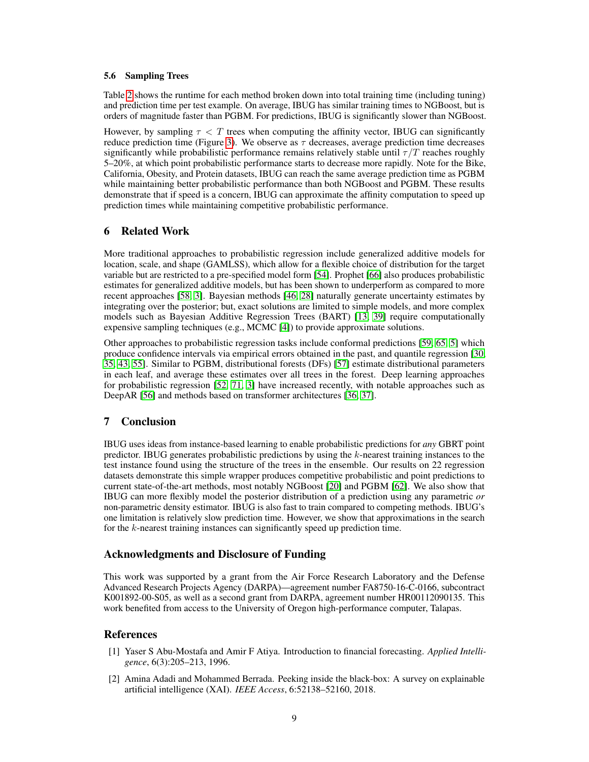### 5.6 Sampling Trees

Table 2 shows the runtime for each method broken down into total training time (including tuning) and prediction time per test example. On average, IBUG has similar training times to NGBoost, but is orders of magnitude faster than PGBM. For predictions, IBUG is significantly slower than NGBoost.

However, by sampling $\tau < T$ trees when computing the affinity vector, IBUG can significantly reduce prediction time (Figure 3). We observe as $\tau$ decreases, average prediction time decreases significantly while probabilistic performance remains relatively stable until $\tau/T$ reaches roughly 5–20%, at which point probabilistic performance starts to decrease more rapidly. Note for the Bike, California, Obesity, and Protein datasets, IBUG can reach the same average prediction time as PGBM while maintaining better probabilistic performance than both NGBoost and PGBM. These results demonstrate that if speed is a concern, IBUG can approximate the affinity computation to speed up prediction times while maintaining competitive probabilistic performance.

## 6 Related Work

More traditional approaches to probabilistic regression include generalized additive models for location, scale, and shape (GAMLSS), which allow for a flexible choice of distribution for the target variable but are restricted to a pre-specified model form [54]. Prophet [66] also produces probabilistic estimates for generalized additive models, but has been shown to underperform as compared to more recent approaches [58, 3]. Bayesian methods [46, 28] naturally generate uncertainty estimates by integrating over the posterior; but, exact solutions are limited to simple models, and more complex models such as Bayesian Additive Regression Trees (BART) [13, 39] require computationally expensive sampling techniques (e.g., MCMC [4]) to provide approximate solutions.

Other approaches to probabilistic regression tasks include conformal predictions [59, 65, 5] which produce confidence intervals via empirical errors obtained in the past, and quantile regression [30, 35, 43, 55]. Similar to PGBM, distributional forests (DFs) [57] estimate distributional parameters in each leaf, and average these estimates over all trees in the forest. Deep learning approaches for probabilistic regression [52, 71, 3] have increased recently, with notable approaches such as DeepAR [56] and methods based on transformer architectures [36, 37].

## 7 Conclusion

IBUG uses ideas from instance-based learning to enable probabilistic predictions for *any* GBRT point predictor. IBUG generates probabilistic predictions by using the $k$-nearest training instances to the test instance found using the structure of the trees in the ensemble. Our results on 22 regression datasets demonstrate this simple wrapper produces competitive probabilistic and point predictions to current state-of-the-art methods, most notably NGBoost [20] and PGBM [62]. We also show that IBUG can more flexibly model the posterior distribution of a prediction using any parametric *or* non-parametric density estimator. IBUG is also fast to train compared to competing methods. IBUG's one limitation is relatively slow prediction time. However, we show that approximations in the search for the $k$-nearest training instances can significantly speed up prediction time.

## Acknowledgments and Disclosure of Funding

This work was supported by a grant from the Air Force Research Laboratory and the Defense Advanced Research Projects Agency (DARPA)—agreement number FA8750-16-C-0166, subcontract K001892-00-S05, as well as a second grant from DARPA, agreement number HR00112090135. This work benefited from access to the University of Oregon high-performance computer, Talapas.

## References

[1] Yaser S Abu-Mostafa and Amir F Atiya. Introduction to financial forecasting. *Applied Intelligence*, 6(3):205–213, 1996.

[2] Amina Adadi and Mohammed Berrada. Peeking inside the black-box: A survey on explainable artificial intelligence (XAI). *IEEE Access*, 6:52138–52160, 2018.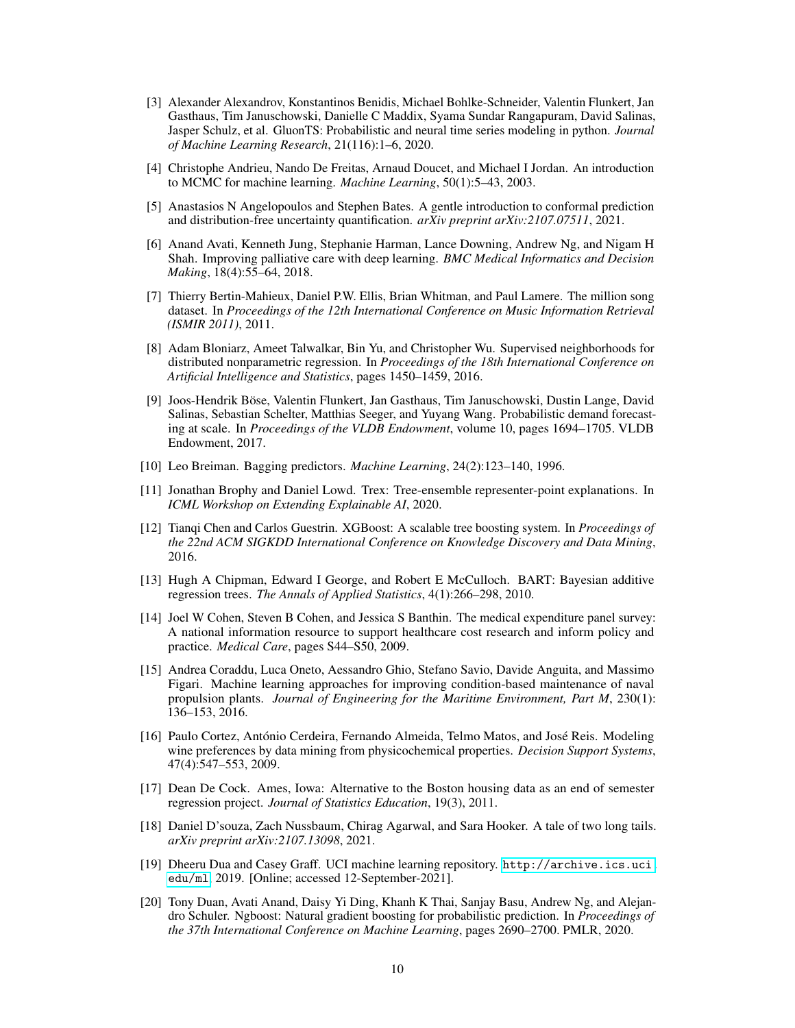[3] Alexander Alexandrov, Konstantinos Benidis, Michael Bohlke-Schneider, Valentin Flunkert, Jan Gasthaus, Tim Januschowski, Danielle C Maddix, Syama Sundar Rangapuram, David Salinas, Jasper Schulz, et al. GluonTS: Probabilistic and neural time series modeling in python. *Journal of Machine Learning Research*, 21(116):1–6, 2020.

[4] Christophe Andrieu, Nando De Freitas, Arnaud Doucet, and Michael I Jordan. An introduction to MCMC for machine learning. *Machine Learning*, 50(1):5–43, 2003.

[5] Anastasios N Angelopoulos and Stephen Bates. A gentle introduction to conformal prediction and distribution-free uncertainty quantification. *arXiv preprint arXiv:2107.07511*, 2021.

[6] Anand Avati, Kenneth Jung, Stephanie Harman, Lance Downing, Andrew Ng, and Nigam H Shah. Improving palliative care with deep learning. *BMC Medical Informatics and Decision Making*, 18(4):55–64, 2018.

[7] Thierry Bertin-Mahieux, Daniel P.W. Ellis, Brian Whitman, and Paul Lamere. The million song dataset. In *Proceedings of the 12th International Conference on Music Information Retrieval (ISMIR 2011)*, 2011.

[8] Adam Bloniarz, Ameet Talwalkar, Bin Yu, and Christopher Wu. Supervised neighborhoods for distributed nonparametric regression. In *Proceedings of the 18th International Conference on Artificial Intelligence and Statistics*, pages 1450–1459, 2016.

[9] Joos-Hendrik Böse, Valentin Flunkert, Jan Gasthaus, Tim Januschowski, Dustin Lange, David Salinas, Sebastian Schelter, Matthias Seeger, and Yuyang Wang. Probabilistic demand forecasting at scale. In *Proceedings of the VLDB Endowment*, volume 10, pages 1694–1705. VLDB Endowment, 2017.

[10] Leo Breiman. Bagging predictors. *Machine Learning*, 24(2):123–140, 1996.

[11] Jonathan Brophy and Daniel Lowd. Trex: Tree-ensemble representer-point explanations. In *ICML Workshop on Extending Explainable AI*, 2020.

[12] Tianqi Chen and Carlos Guestrin. XGBoost: A scalable tree boosting system. In *Proceedings of the 22nd ACM SIGKDD International Conference on Knowledge Discovery and Data Mining*, 2016.

[13] Hugh A Chipman, Edward I George, and Robert E McCulloch. BART: Bayesian additive regression trees. *The Annals of Applied Statistics*, 4(1):266–298, 2010.

[14] Joel W Cohen, Steven B Cohen, and Jessica S Banthin. The medical expenditure panel survey: A national information resource to support healthcare cost research and inform policy and practice. *Medical Care*, pages S44–S50, 2009.

[15] Andrea Coraddu, Luca Oneto, Aessandro Ghio, Stefano Savio, Davide Anguita, and Massimo Figari. Machine learning approaches for improving condition-based maintenance of naval propulsion plants. *Journal of Engineering for the Maritime Environment, Part M*, 230(1): 136–153, 2016.

[16] Paulo Cortez, António Cerdeira, Fernando Almeida, Telmo Matos, and José Reis. Modeling wine preferences by data mining from physicochemical properties. *Decision Support Systems*, 47(4):547–553, 2009.

[17] Dean De Cock. Ames, Iowa: Alternative to the Boston housing data as an end of semester regression project. *Journal of Statistics Education*, 19(3), 2011.

[18] Daniel D'souza, Zach Nussbaum, Chirag Agarwal, and Sara Hooker. A tale of two long tails. *arXiv preprint arXiv:2107.13098*, 2021.

[19] Dheeru Dua and Casey Graff. UCI machine learning repository. `http://archive.ics.uci.edu/ml`, 2019. [Online; accessed 12-September-2021].

[20] Tony Duan, Avati Anand, Daisy Yi Ding, Khanh K Thai, Sanjay Basu, Andrew Ng, and Alejandro Schuler. Ngboost: Natural gradient boosting for probabilistic prediction. In *Proceedings of the 37th International Conference on Machine Learning*, pages 2690–2700. PMLR, 2020.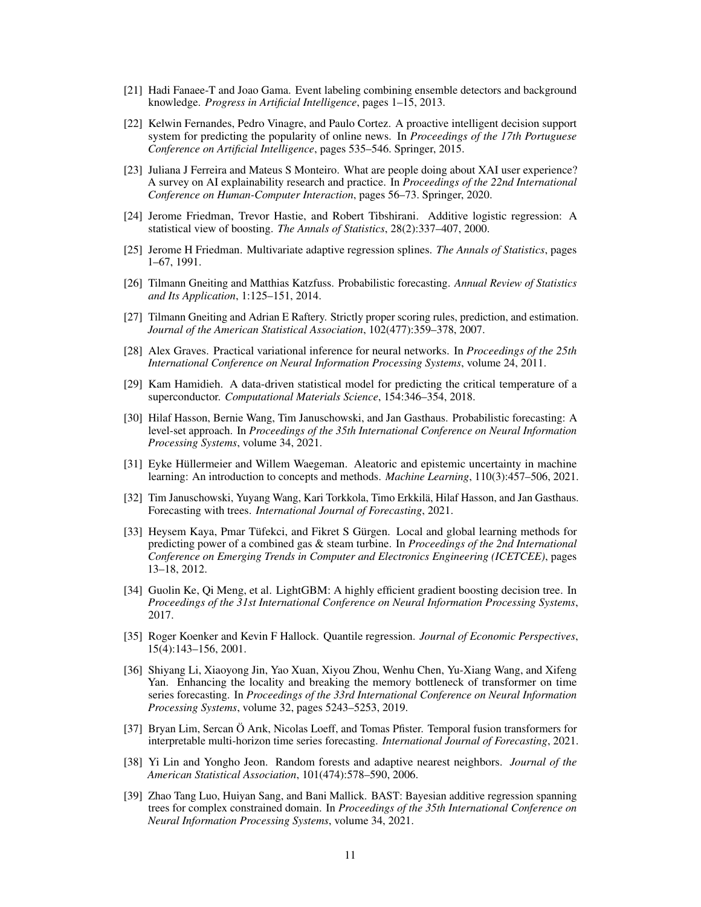[21] Hadi Fanaee-T and Joao Gama. Event labeling combining ensemble detectors and background knowledge. *Progress in Artificial Intelligence*, pages 1–15, 2013.

[22] Kelwin Fernandes, Pedro Vinagre, and Paulo Cortez. A proactive intelligent decision support system for predicting the popularity of online news. In *Proceedings of the 17th Portuguese Conference on Artificial Intelligence*, pages 535–546. Springer, 2015.

[23] Juliana J Ferreira and Mateus S Monteiro. What are people doing about XAI user experience? A survey on AI explainability research and practice. In *Proceedings of the 22nd International Conference on Human-Computer Interaction*, pages 56–73. Springer, 2020.

[24] Jerome Friedman, Trevor Hastie, and Robert Tibshirani. Additive logistic regression: A statistical view of boosting. *The Annals of Statistics*, 28(2):337–407, 2000.

[25] Jerome H Friedman. Multivariate adaptive regression splines. *The Annals of Statistics*, pages 1–67, 1991.

[26] Tilmann Gneiting and Matthias Katzfuss. Probabilistic forecasting. *Annual Review of Statistics and Its Application*, 1:125–151, 2014.

[27] Tilmann Gneiting and Adrian E Raftery. Strictly proper scoring rules, prediction, and estimation. *Journal of the American Statistical Association*, 102(477):359–378, 2007.

[28] Alex Graves. Practical variational inference for neural networks. In *Proceedings of the 25th International Conference on Neural Information Processing Systems*, volume 24, 2011.

[29] Kam Hamidieh. A data-driven statistical model for predicting the critical temperature of a superconductor. *Computational Materials Science*, 154:346–354, 2018.

[30] Hilaf Hasson, Bernie Wang, Tim Januschowski, and Jan Gasthaus. Probabilistic forecasting: A level-set approach. In *Proceedings of the 35th International Conference on Neural Information Processing Systems*, volume 34, 2021.

[31] Eyke Hüllermeier and Willem Waegeman. Aleatoric and epistemic uncertainty in machine learning: An introduction to concepts and methods. *Machine Learning*, 110(3):457–506, 2021.

[32] Tim Januschowski, Yuyang Wang, Kari Torkkola, Timo Erkkilä, Hilaf Hasson, and Jan Gasthaus. Forecasting with trees. *International Journal of Forecasting*, 2021.

[33] Heysem Kaya, Pmar Tüfekci, and Fikret S Gürgen. Local and global learning methods for predicting power of a combined gas & steam turbine. In *Proceedings of the 2nd International Conference on Emerging Trends in Computer and Electronics Engineering (ICETCEE)*, pages 13–18, 2012.

[34] Guolin Ke, Qi Meng, et al. LightGBM: A highly efficient gradient boosting decision tree. In *Proceedings of the 31st International Conference on Neural Information Processing Systems*, 2017.

[35] Roger Koenker and Kevin F Hallock. Quantile regression. *Journal of Economic Perspectives*, 15(4):143–156, 2001.

[36] Shiyang Li, Xiaoyong Jin, Yao Xuan, Xiyou Zhou, Wenhu Chen, Yu-Xiang Wang, and Xifeng Yan. Enhancing the locality and breaking the memory bottleneck of transformer on time series forecasting. In *Proceedings of the 33rd International Conference on Neural Information Processing Systems*, volume 32, pages 5243–5253, 2019.

[37] Bryan Lim, Sercan Ö Arık, Nicolas Loeff, and Tomas Pfister. Temporal fusion transformers for interpretable multi-horizon time series forecasting. *International Journal of Forecasting*, 2021.

[38] Yi Lin and Yongho Jeon. Random forests and adaptive nearest neighbors. *Journal of the American Statistical Association*, 101(474):578–590, 2006.

[39] Zhao Tang Luo, Huiyan Sang, and Bani Mallick. BAST: Bayesian additive regression spanning trees for complex constrained domain. In *Proceedings of the 35th International Conference on Neural Information Processing Systems*, volume 34, 2021.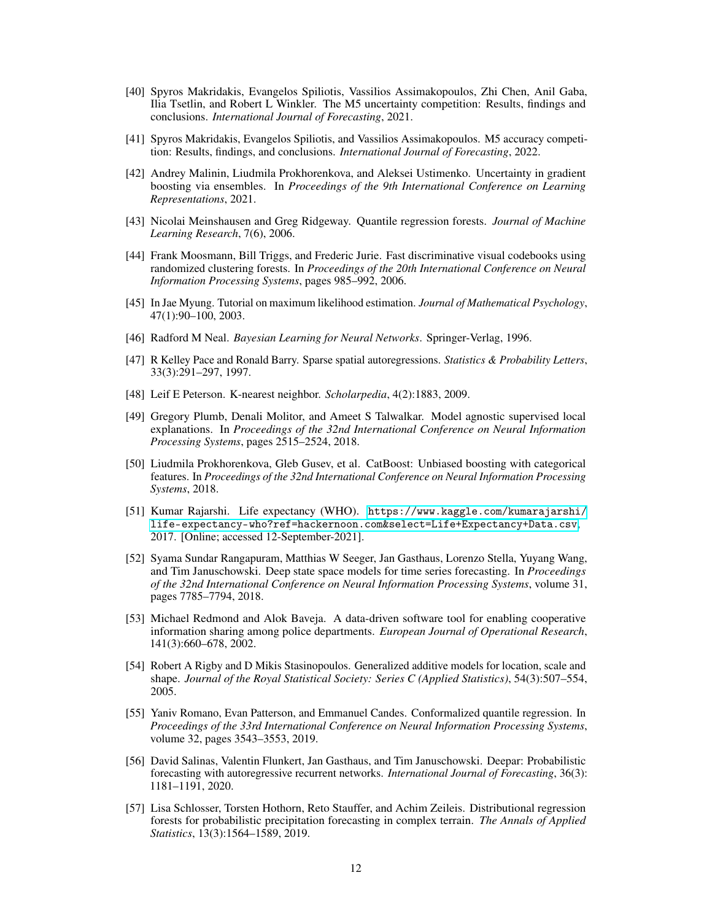[40] Spyros Makridakis, Evangelos Spiliotis, Vassilios Assimakopoulos, Zhi Chen, Anil Gaba, Ilia Tsetlin, and Robert L Winkler. The M5 uncertainty competition: Results, findings and conclusions. *International Journal of Forecasting*, 2021.

[41] Spyros Makridakis, Evangelos Spiliotis, and Vassilios Assimakopoulos. M5 accuracy competition: Results, findings, and conclusions. *International Journal of Forecasting*, 2022.

[42] Andrey Malinin, Liudmila Prokhorenkova, and Aleksei Ustimenko. Uncertainty in gradient boosting via ensembles. In *Proceedings of the 9th International Conference on Learning Representations*, 2021.

[43] Nicolai Meinshausen and Greg Ridgeway. Quantile regression forests. *Journal of Machine Learning Research*, 7(6), 2006.

[44] Frank Moosmann, Bill Triggs, and Frederic Jurie. Fast discriminative visual codebooks using randomized clustering forests. In *Proceedings of the 20th International Conference on Neural Information Processing Systems*, pages 985–992, 2006.

[45] In Jae Myung. Tutorial on maximum likelihood estimation. *Journal of Mathematical Psychology*, 47(1):90–100, 2003.

[46] Radford M Neal. *Bayesian Learning for Neural Networks*. Springer-Verlag, 1996.

[47] R Kelley Pace and Ronald Barry. Sparse spatial autoregressions. *Statistics & Probability Letters*, 33(3):291–297, 1997.

[48] Leif E Peterson. K-nearest neighbor. *Scholarpedia*, 4(2):1883, 2009.

[49] Gregory Plumb, Denali Molitor, and Ameet S Talwalkar. Model agnostic supervised local explanations. In *Proceedings of the 32nd International Conference on Neural Information Processing Systems*, pages 2515–2524, 2018.

[50] Liudmila Prokhorenkova, Gleb Gusev, et al. CatBoost: Unbiased boosting with categorical features. In *Proceedings of the 32nd International Conference on Neural Information Processing Systems*, 2018.

[51] Kumar Rajarshi. Life expectancy (WHO). https://www.kaggle.com/kumarajarshi/life-expectancy-who?ref=hackernoon.com&select=Life+Expectancy+Data.csv, 2017. [Online; accessed 12-September-2021].

[52] Syama Sundar Rangapuram, Matthias W Seeger, Jan Gasthaus, Lorenzo Stella, Yuyang Wang, and Tim Januschowski. Deep state space models for time series forecasting. In *Proceedings of the 32nd International Conference on Neural Information Processing Systems*, volume 31, pages 7785–7794, 2018.

[53] Michael Redmond and Alok Baveja. A data-driven software tool for enabling cooperative information sharing among police departments. *European Journal of Operational Research*, 141(3):660–678, 2002.

[54] Robert A Rigby and D Mikis Stasinopoulos. Generalized additive models for location, scale and shape. *Journal of the Royal Statistical Society: Series C (Applied Statistics)*, 54(3):507–554, 2005.

[55] Yaniv Romano, Evan Patterson, and Emmanuel Candes. Conformalized quantile regression. In *Proceedings of the 33rd International Conference on Neural Information Processing Systems*, volume 32, pages 3543–3553, 2019.

[56] David Salinas, Valentin Flunkert, Jan Gasthaus, and Tim Januschowski. Deepar: Probabilistic forecasting with autoregressive recurrent networks. *International Journal of Forecasting*, 36(3): 1181–1191, 2020.

[57] Lisa Schlosser, Torsten Hothorn, Reto Stauffer, and Achim Zeileis. Distributional regression forests for probabilistic precipitation forecasting in complex terrain. *The Annals of Applied Statistics*, 13(3):1564–1589, 2019.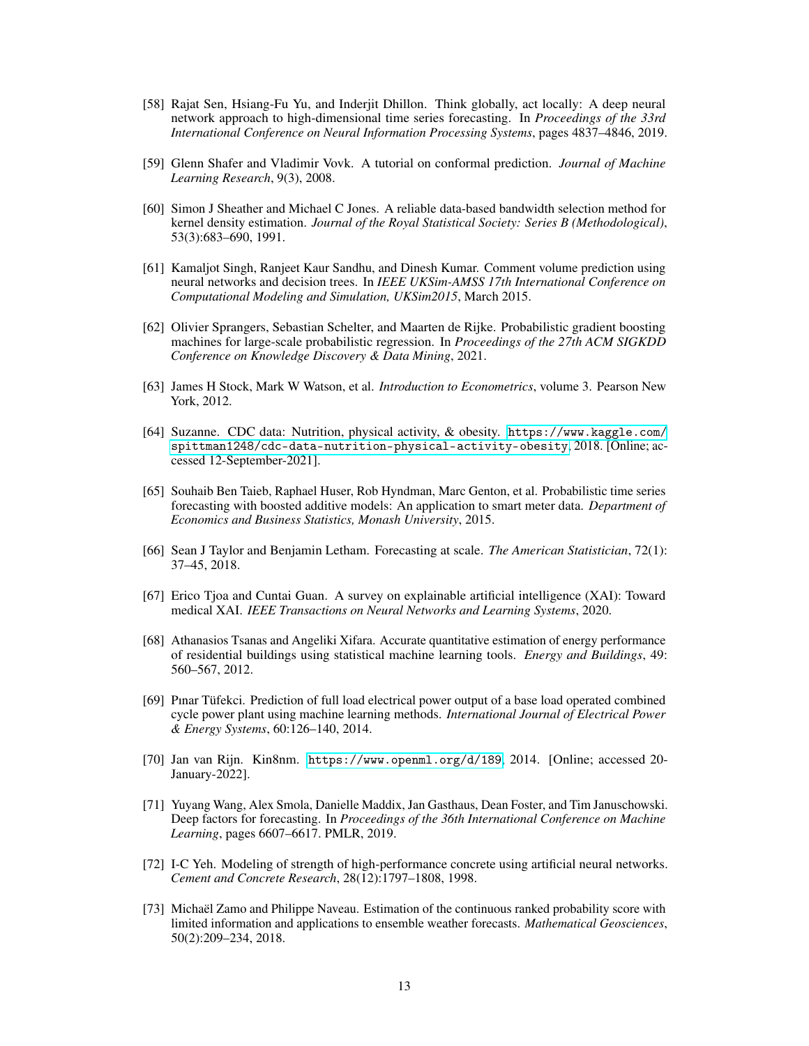[58] Rajat Sen, Hsiang-Fu Yu, and Inderjit Dhillon. Think globally, act locally: A deep neural network approach to high-dimensional time series forecasting. In *Proceedings of the 33rd International Conference on Neural Information Processing Systems*, pages 4837–4846, 2019.

[59] Glenn Shafer and Vladimir Vovk. A tutorial on conformal prediction. *Journal of Machine Learning Research*, 9(3), 2008.

[60] Simon J Sheather and Michael C Jones. A reliable data-based bandwidth selection method for kernel density estimation. *Journal of the Royal Statistical Society: Series B (Methodological)*, 53(3):683–690, 1991.

[61] Kamaljot Singh, Ranjeet Kaur Sandhu, and Dinesh Kumar. Comment volume prediction using neural networks and decision trees. In *IEEE UKSim-AMSS 17th International Conference on Computational Modeling and Simulation, UKSim2015*, March 2015.

[62] Olivier Sprangers, Sebastian Schelter, and Maarten de Rijke. Probabilistic gradient boosting machines for large-scale probabilistic regression. In *Proceedings of the 27th ACM SIGKDD Conference on Knowledge Discovery & Data Mining*, 2021.

[63] James H Stock, Mark W Watson, et al. *Introduction to Econometrics*, volume 3. Pearson New York, 2012.

[64] Suzanne. CDC data: Nutrition, physical activity, & obesity. `https://www.kaggle.com/spittman1248/cdc-data-nutrition-physical-activity-obesity`, 2018. [Online; accessed 12-September-2021].

[65] Souhaib Ben Taieb, Raphael Huser, Rob Hyndman, Marc Genton, et al. Probabilistic time series forecasting with boosted additive models: An application to smart meter data. *Department of Economics and Business Statistics, Monash University*, 2015.

[66] Sean J Taylor and Benjamin Letham. Forecasting at scale. *The American Statistician*, 72(1): 37–45, 2018.

[67] Erico Tjoa and Cuntai Guan. A survey on explainable artificial intelligence (XAI): Toward medical XAI. *IEEE Transactions on Neural Networks and Learning Systems*, 2020.

[68] Athanasios Tsanas and Angeliki Xifara. Accurate quantitative estimation of energy performance of residential buildings using statistical machine learning tools. *Energy and Buildings*, 49: 560–567, 2012.

[69] Pınar Tüfekci. Prediction of full load electrical power output of a base load operated combined cycle power plant using machine learning methods. *International Journal of Electrical Power & Energy Systems*, 60:126–140, 2014.

[70] Jan van Rijn. Kin8nm. `https://www.openml.org/d/189`, 2014. [Online; accessed 20-January-2022].

[71] Yuyang Wang, Alex Smola, Danielle Maddix, Jan Gasthaus, Dean Foster, and Tim Januschowski. Deep factors for forecasting. In *Proceedings of the 36th International Conference on Machine Learning*, pages 6607–6617. PMLR, 2019.

[72] I-C Yeh. Modeling of strength of high-performance concrete using artificial neural networks. *Cement and Concrete Research*, 28(12):1797–1808, 1998.

[73] Michaël Zamo and Philippe Naveau. Estimation of the continuous ranked probability score with limited information and applications to ensemble weather forecasts. *Mathematical Geosciences*, 50(2):209–234, 2018.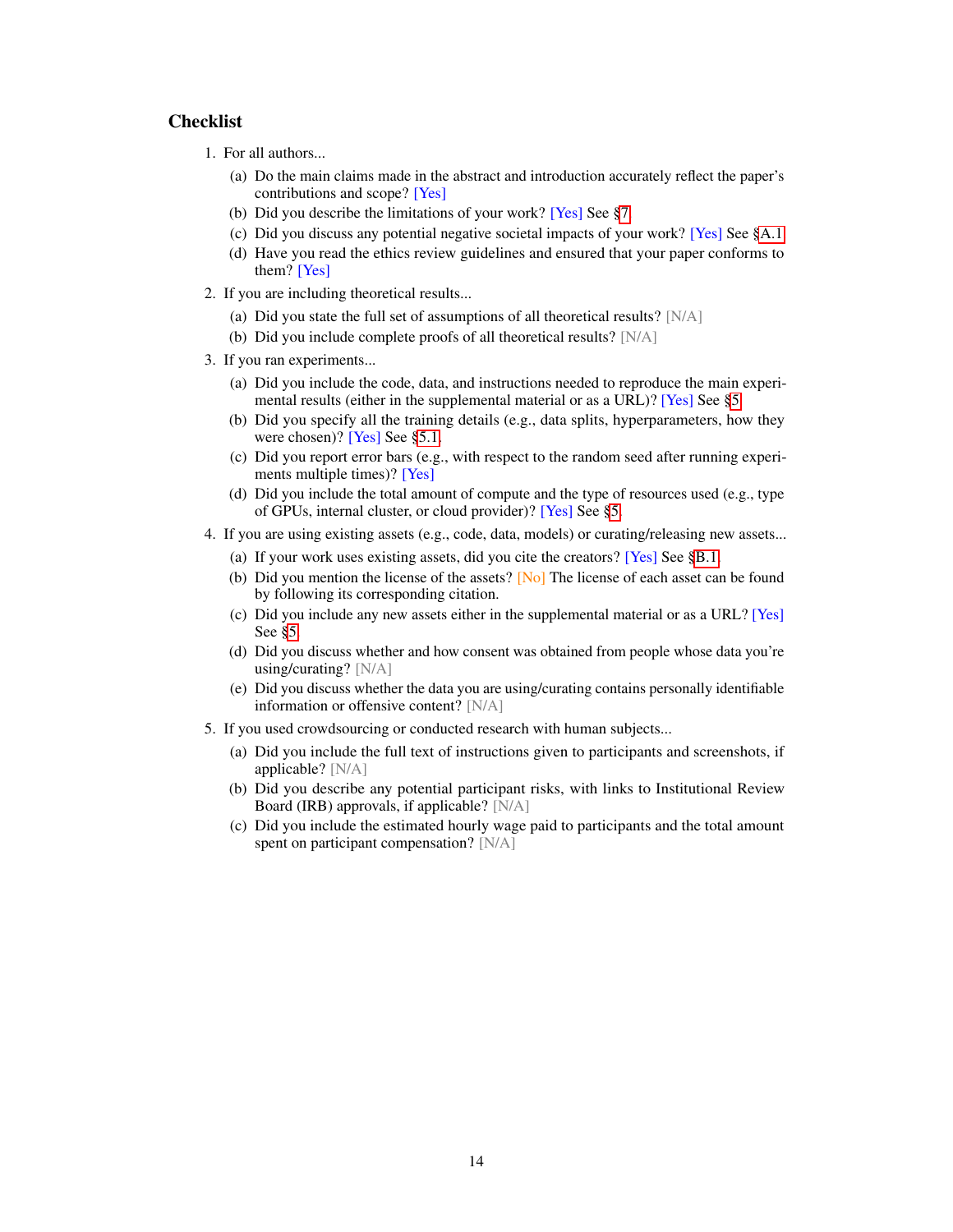## Checklist

1. For all authors...
   (a) Do the main claims made in the abstract and introduction accurately reflect the paper's contributions and scope? [Yes]
   (b) Did you describe the limitations of your work? [Yes] See §7
   (c) Did you discuss any potential negative societal impacts of your work? [Yes] See §A.1
   (d) Have you read the ethics review guidelines and ensured that your paper conforms to them? [Yes]
2. If you are including theoretical results...
   (a) Did you state the full set of assumptions of all theoretical results? [N/A]
   (b) Did you include complete proofs of all theoretical results? [N/A]
3. If you ran experiments...
   (a) Did you include the code, data, and instructions needed to reproduce the main experimental results (either in the supplemental material or as a URL)? [Yes] See §5
   (b) Did you specify all the training details (e.g., data splits, hyperparameters, how they were chosen)? [Yes] See §5.1.
   (c) Did you report error bars (e.g., with respect to the random seed after running experiments multiple times)? [Yes]
   (d) Did you include the total amount of compute and the type of resources used (e.g., type of GPUs, internal cluster, or cloud provider)? [Yes] See §5.
4. If you are using existing assets (e.g., code, data, models) or curating/releasing new assets...
   (a) If your work uses existing assets, did you cite the creators? [Yes] See §B.1.
   (b) Did you mention the license of the assets? [No] The license of each asset can be found by following its corresponding citation.
   (c) Did you include any new assets either in the supplemental material or as a URL? [Yes] See §5
   (d) Did you discuss whether and how consent was obtained from people whose data you're using/curating? [N/A]
   (e) Did you discuss whether the data you are using/curating contains personally identifiable information or offensive content? [N/A]
5. If you used crowdsourcing or conducted research with human subjects...
   (a) Did you include the full text of instructions given to participants and screenshots, if applicable? [N/A]
   (b) Did you describe any potential participant risks, with links to Institutional Review Board (IRB) approvals, if applicable? [N/A]
   (c) Did you include the estimated hourly wage paid to participants and the total amount spent on participant compensation? [N/A]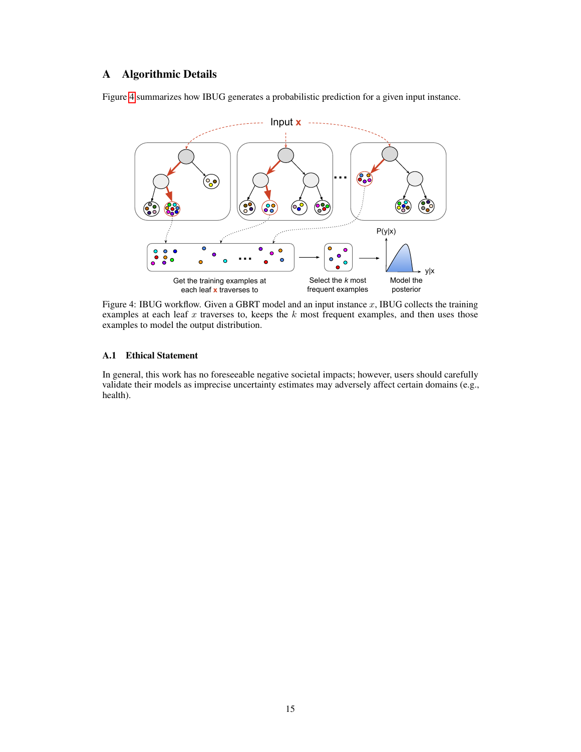# A Algorithmic Details

Figure 4 summarizes how IBUG generates a probabilistic prediction for a given input instance.

Figure 4: IBUG workflow. Given a GBRT model and an input instance $x$, IBUG collects the training examples at each leaf $x$ traverses to, keeps the $k$ most frequent examples, and then uses those examples to model the output distribution.

## A.1 Ethical Statement

In general, this work has no foreseeable negative societal impacts; however, users should carefully validate their models as imprecise uncertainty estimates may adversely affect certain domains (e.g., health).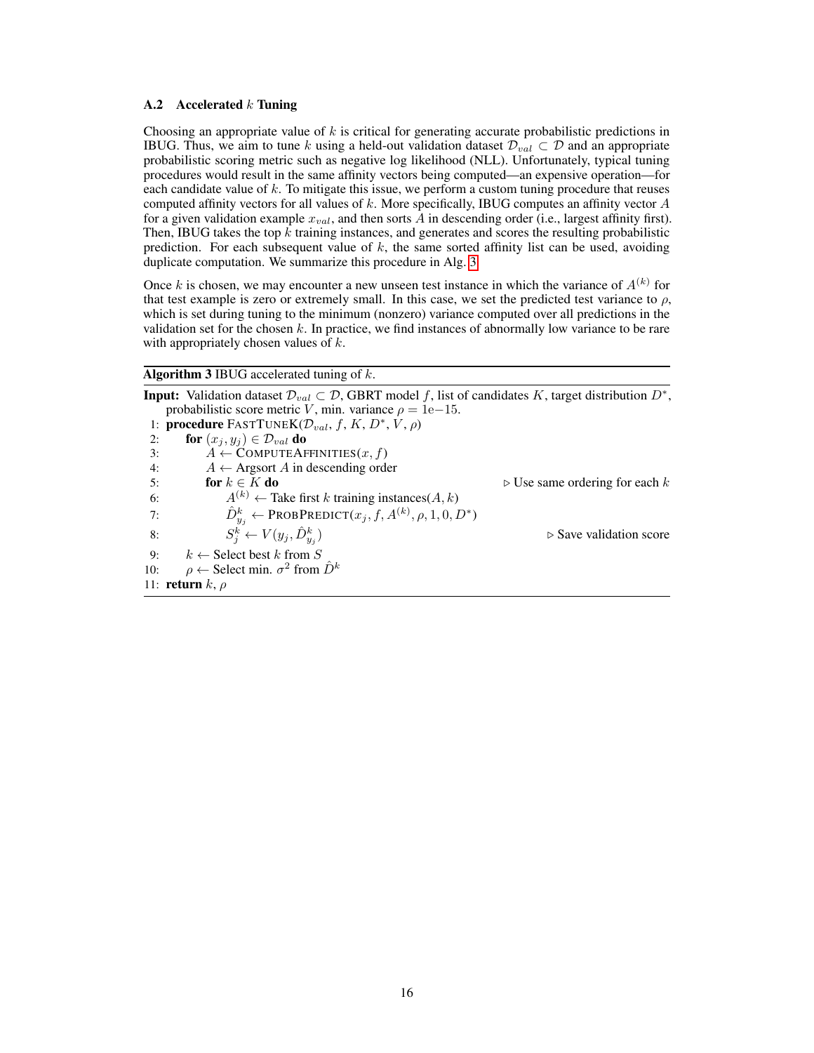### A.2 Accelerated $k$ Tuning

Choosing an appropriate value of $k$ is critical for generating accurate probabilistic predictions in IBUG. Thus, we aim to tune $k$ using a held-out validation dataset $\mathcal{D}_{val} \subset \mathcal{D}$ and an appropriate probabilistic scoring metric such as negative log likelihood (NLL). Unfortunately, typical tuning procedures would result in the same affinity vectors being computed—an expensive operation—for each candidate value of $k$. To mitigate this issue, we perform a custom tuning procedure that reuses computed affinity vectors for all values of $k$. More specifically, IBUG computes an affinity vector $A$ for a given validation example $x_{val}$, and then sorts $A$ in descending order (i.e., largest affinity first). Then, IBUG takes the top $k$ training instances, and generates and scores the resulting probabilistic prediction. For each subsequent value of $k$, the same sorted affinity list can be used, avoiding duplicate computation. We summarize this procedure in Alg. 3.

Once $k$ is chosen, we may encounter a new unseen test instance in which the variance of $A^{(k)}$ for that test example is zero or extremely small. In this case, we set the predicted test variance to $\rho$, which is set during tuning to the minimum (nonzero) variance computed over all predictions in the validation set for the chosen $k$. In practice, we find instances of abnormally low variance to be rare with appropriately chosen values of $k$.

**Algorithm 3** IBUG accelerated tuning of $k$.

**Input:** Validation dataset $\mathcal{D}_{val} \subset \mathcal{D}$, GBRT model $f$, list of candidates $K$, target distribution $D^*$, probabilistic score metric $V$, min. variance $\rho = 1\text{e}{-15}$.

```
1:  procedure FASTTUNEK(D_val, f, K, D*, V, ρ)
2:      for (x_j, y_j) ∈ D_val do
3:          A ← COMPUTEAFFINITIES(x, f)
4:          A ← Argsort A in descending order
5:          for k ∈ K do                                      ▷ Use same ordering for each k
6:              A^(k) ← Take first k training instances(A, k)
7:              D̂^k_{y_j} ← PROBPREDICT(x_j, f, A^(k), ρ, 1, 0, D*)
8:              S^k_j ← V(y_j, D̂^k_{y_j})                      ▷ Save validation score
9:      k ← Select best k from S
10:     ρ ← Select min. σ² from D̂^k
11: return k, ρ
```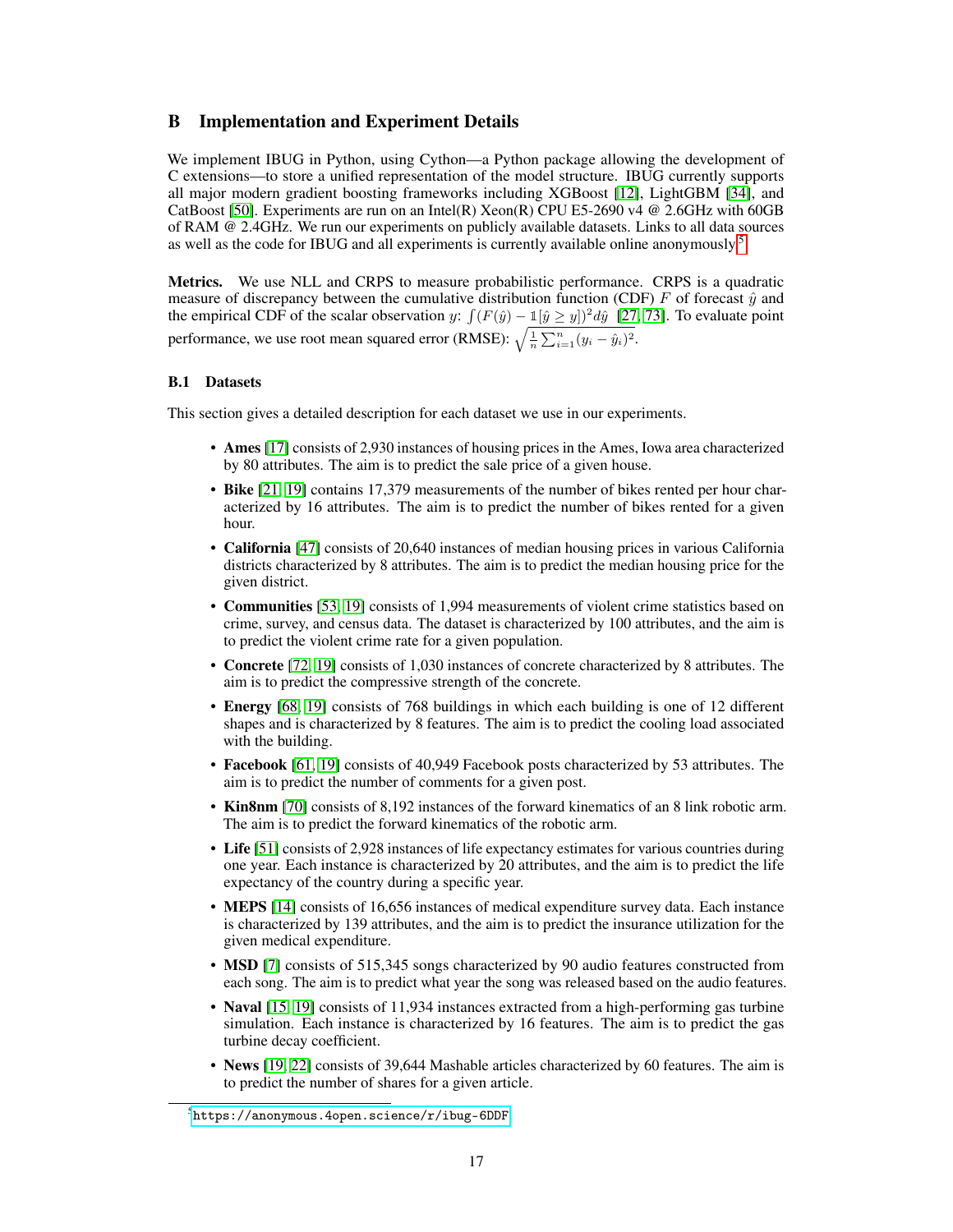# B Implementation and Experiment Details

We implement IBUG in Python, using Cython—a Python package allowing the development of C extensions—to store a unified representation of the model structure. IBUG currently supports all major modern gradient boosting frameworks including XGBoost [12], LightGBM [34], and CatBoost [50]. Experiments are run on an Intel(R) Xeon(R) CPU E5-2690 v4 @ 2.6GHz with 60GB of RAM @ 2.4GHz. We run our experiments on publicly available datasets. Links to all data sources as well as the code for IBUG and all experiments is currently available online anonymously[5].

**Metrics.** We use NLL and CRPS to measure probabilistic performance. CRPS is a quadratic measure of discrepancy between the cumulative distribution function (CDF) $F$ of forecast $\hat{y}$ and the empirical CDF of the scalar observation $y$: $\int (F(\hat{y}) - \mathbb{1}[\hat{y} \geq y])^2 d\hat{y}$ [27, 73]. To evaluate point performance, we use root mean squared error (RMSE): $\sqrt{\frac{1}{n}\sum_{i=1}^{n}(y_i - \hat{y}_i)^2}$.

## B.1 Datasets

This section gives a detailed description for each dataset we use in our experiments.

- **Ames** [17] consists of 2,930 instances of housing prices in the Ames, Iowa area characterized by 80 attributes. The aim is to predict the sale price of a given house.
- **Bike** [21, 19] contains 17,379 measurements of the number of bikes rented per hour characterized by 16 attributes. The aim is to predict the number of bikes rented for a given hour.
- **California** [47] consists of 20,640 instances of median housing prices in various California districts characterized by 8 attributes. The aim is to predict the median housing price for the given district.
- **Communities** [53, 19] consists of 1,994 measurements of violent crime statistics based on crime, survey, and census data. The dataset is characterized by 100 attributes, and the aim is to predict the violent crime rate for a given population.
- **Concrete** [72, 19] consists of 1,030 instances of concrete characterized by 8 attributes. The aim is to predict the compressive strength of the concrete.
- **Energy** [68, 19] consists of 768 buildings in which each building is one of 12 different shapes and is characterized by 8 features. The aim is to predict the cooling load associated with the building.
- **Facebook** [61, 19] consists of 40,949 Facebook posts characterized by 53 attributes. The aim is to predict the number of comments for a given post.
- **Kin8nm** [70] consists of 8,192 instances of the forward kinematics of an 8 link robotic arm. The aim is to predict the forward kinematics of the robotic arm.
- **Life** [51] consists of 2,928 instances of life expectancy estimates for various countries during one year. Each instance is characterized by 20 attributes, and the aim is to predict the life expectancy of the country during a specific year.
- **MEPS** [14] consists of 16,656 instances of medical expenditure survey data. Each instance is characterized by 139 attributes, and the aim is to predict the insurance utilization for the given medical expenditure.
- **MSD** [7] consists of 515,345 songs characterized by 90 audio features constructed from each song. The aim is to predict what year the song was released based on the audio features.
- **Naval** [15, 19] consists of 11,934 instances extracted from a high-performing gas turbine simulation. Each instance is characterized by 16 features. The aim is to predict the gas turbine decay coefficient.
- **News** [19, 22] consists of 39,644 Mashable articles characterized by 60 features. The aim is to predict the number of shares for a given article.

[5] https://anonymous.4open.science/r/ibug-6DDF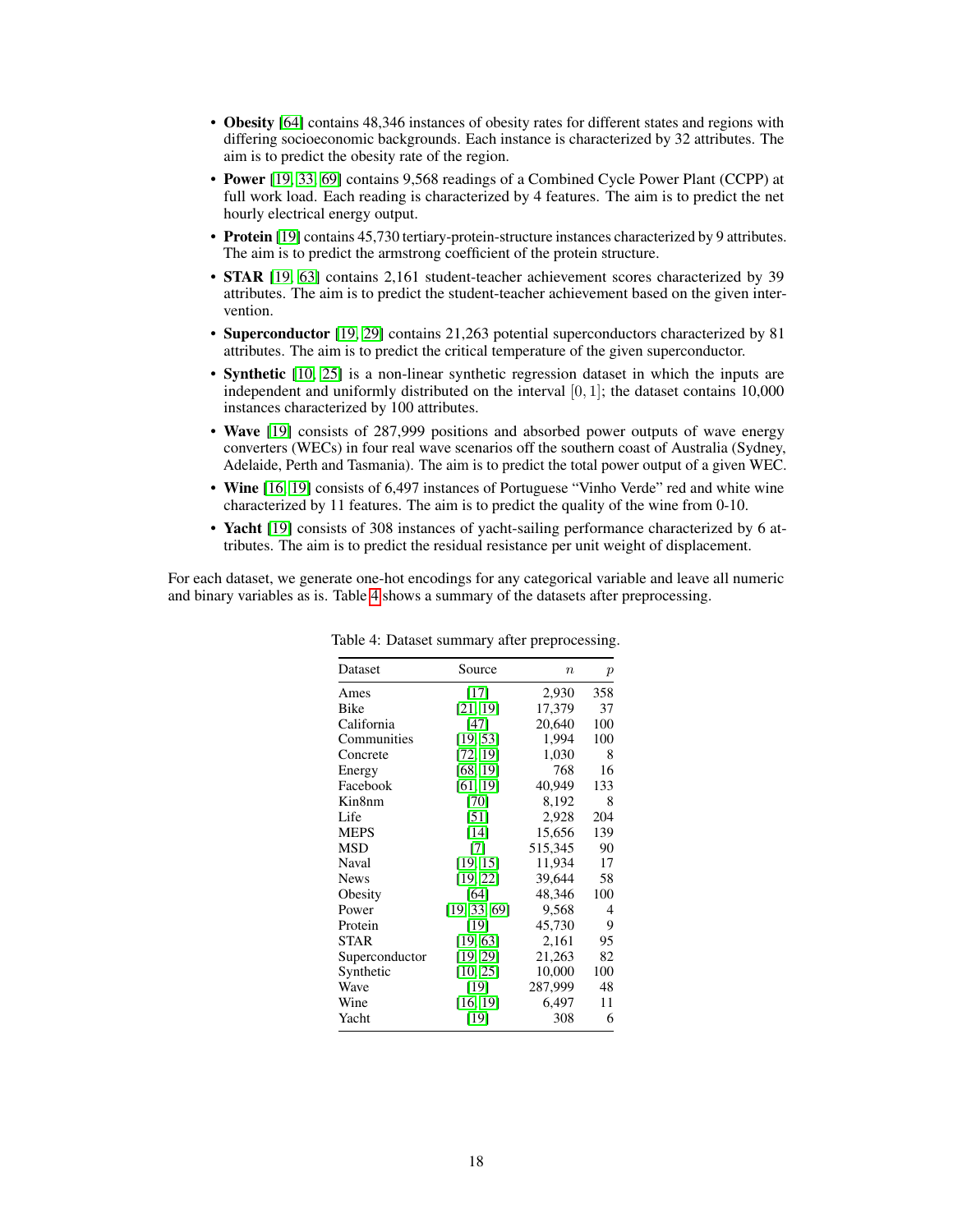- **Obesity** [64] contains 48,346 instances of obesity rates for different states and regions with differing socioeconomic backgrounds. Each instance is characterized by 32 attributes. The aim is to predict the obesity rate of the region.
- **Power** [19, 33, 69] contains 9,568 readings of a Combined Cycle Power Plant (CCPP) at full work load. Each reading is characterized by 4 features. The aim is to predict the net hourly electrical energy output.
- **Protein** [19] contains 45,730 tertiary-protein-structure instances characterized by 9 attributes. The aim is to predict the armstrong coefficient of the protein structure.
- **STAR** [19, 63] contains 2,161 student-teacher achievement scores characterized by 39 attributes. The aim is to predict the student-teacher achievement based on the given intervention.
- **Superconductor** [19, 29] contains 21,263 potential superconductors characterized by 81 attributes. The aim is to predict the critical temperature of the given superconductor.
- **Synthetic** [10, 25] is a non-linear synthetic regression dataset in which the inputs are independent and uniformly distributed on the interval $[0, 1]$; the dataset contains 10,000 instances characterized by 100 attributes.
- **Wave** [19] consists of 287,999 positions and absorbed power outputs of wave energy converters (WECs) in four real wave scenarios off the southern coast of Australia (Sydney, Adelaide, Perth and Tasmania). The aim is to predict the total power output of a given WEC.
- **Wine** [16, 19] consists of 6,497 instances of Portuguese "Vinho Verde" red and white wine characterized by 11 features. The aim is to predict the quality of the wine from 0-10.
- **Yacht** [19] consists of 308 instances of yacht-sailing performance characterized by 6 attributes. The aim is to predict the residual resistance per unit weight of displacement.

For each dataset, we generate one-hot encodings for any categorical variable and leave all numeric and binary variables as is. Table 4 shows a summary of the datasets after preprocessing.

Table 4: Dataset summary after preprocessing.

| Dataset | Source | $n$ | $p$ |
|---|---|---|---|
| Ames | [17] | 2,930 | 358 |
| Bike | [21, 19] | 17,379 | 37 |
| California | [47] | 20,640 | 100 |
| Communities | [19, 53] | 1,994 | 100 |
| Concrete | [72, 19] | 1,030 | 8 |
| Energy | [68, 19] | 768 | 16 |
| Facebook | [61, 19] | 40,949 | 133 |
| Kin8nm | [70] | 8,192 | 8 |
| Life | [51] | 2,928 | 204 |
| MEPS | [14] | 15,656 | 139 |
| MSD | [7] | 515,345 | 90 |
| Naval | [19, 15] | 11,934 | 17 |
| News | [19, 22] | 39,644 | 58 |
| Obesity | [64] | 48,346 | 100 |
| Power | [19, 33, 69] | 9,568 | 4 |
| Protein | [19] | 45,730 | 9 |
| STAR | [19, 63] | 2,161 | 95 |
| Superconductor | [19, 29] | 21,263 | 82 |
| Synthetic | [10, 25] | 10,000 | 100 |
| Wave | [19] | 287,999 | 48 |
| Wine | [16, 19] | 6,497 | 11 |
| Yacht | [19] | 308 | 6 |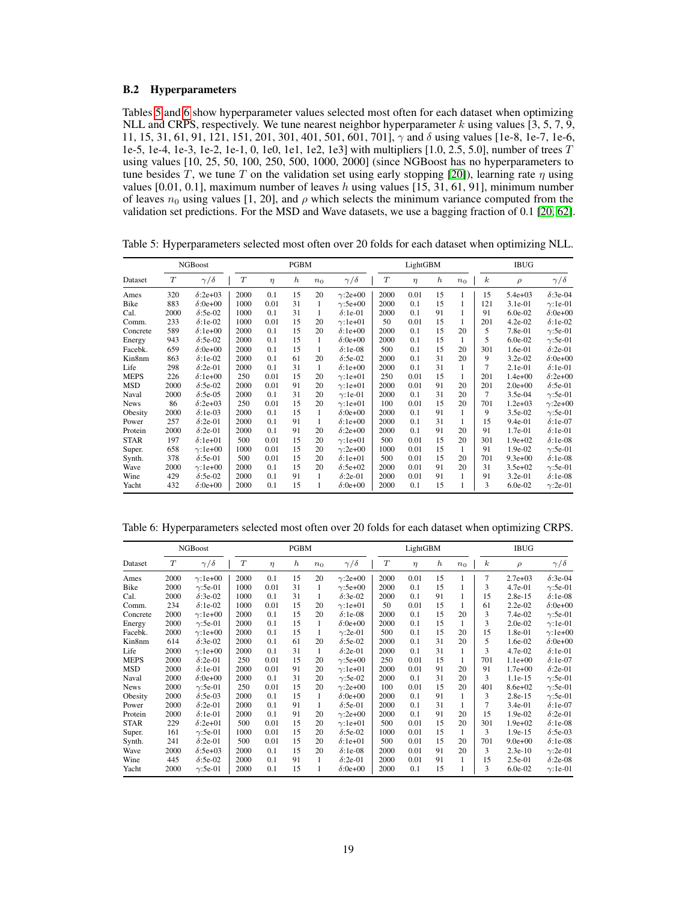### B.2 Hyperparameters

Tables 5 and 6 show hyperparameter values selected most often for each dataset when optimizing NLL and CRPS, respectively. We tune nearest neighbor hyperparameter $k$ using values [3, 5, 7, 9, 11, 15, 31, 61, 91, 121, 151, 201, 301, 401, 501, 601, 701], $\gamma$ and $\delta$ using values [1e-8, 1e-7, 1e-6, 1e-5, 1e-4, 1e-3, 1e-2, 1e-1, 0, 1e0, 1e1, 1e2, 1e3] with multipliers [1.0, 2.5, 5.0], number of trees $T$ using values [10, 25, 50, 100, 250, 500, 1000, 2000] (since NGBoost has no hyperparameters to tune besides $T$, we tune $T$ on the validation set using early stopping [20]), learning rate $\eta$ using values [0.01, 0.1], maximum number of leaves $h$ using values [15, 31, 61, 91], minimum number of leaves $n_0$ using values [1, 20], and $\rho$ which selects the minimum variance computed from the validation set predictions. For the MSD and Wave datasets, we use a bagging fraction of 0.1 [20, 62].

Table 5: Hyperparameters selected most often over 20 folds for each dataset when optimizing NLL.

| | NGBoost | | PGBM | | | | | LightGBM | | | | IBUG | | |
|---|---|---|---|---|---|---|---|---|---|---|---|---|---|---|
| Dataset | $T$ | $\gamma/\delta$ | $T$ | $\eta$ | $h$ | $n_0$ | $\gamma/\delta$ | $T$ | $\eta$ | $h$ | $n_0$ | $k$ | $\rho$ | $\gamma/\delta$ |
| Ames | 320 | $\delta$:2e+03 | 2000 | 0.1 | 15 | 20 | $\gamma$:2e+00 | 2000 | 0.01 | 15 | 1 | 15 | 5.4e+03 | $\delta$:3e-04 |
| Bike | 883 | $\delta$:0e+00 | 1000 | 0.01 | 31 | 1 | $\gamma$:5e+00 | 2000 | 0.1 | 15 | 1 | 121 | 3.1e-01 | $\gamma$:1e-01 |
| Cal. | 2000 | $\delta$:5e-02 | 1000 | 0.1 | 31 | 1 | $\delta$:1e-01 | 2000 | 0.1 | 91 | 1 | 91 | 6.0e-02 | $\delta$:0e+00 |
| Comm. | 233 | $\delta$:1e-02 | 1000 | 0.01 | 15 | 20 | $\gamma$:1e+01 | 50 | 0.01 | 15 | 1 | 201 | 4.2e-02 | $\delta$:1e-02 |
| Concrete | 589 | $\delta$:1e+00 | 2000 | 0.1 | 15 | 20 | $\delta$:1e+00 | 2000 | 0.1 | 15 | 20 | 5 | 7.8e-01 | $\gamma$:5e-01 |
| Energy | 943 | $\delta$:5e-02 | 2000 | 0.1 | 15 | 1 | $\delta$:0e+00 | 2000 | 0.1 | 15 | 1 | 5 | 6.0e-02 | $\gamma$:5e-01 |
| Facebk. | 659 | $\delta$:0e+00 | 2000 | 0.1 | 15 | 1 | $\delta$:1e-08 | 500 | 0.1 | 15 | 20 | 301 | 1.6e-01 | $\delta$:2e-01 |
| Kin8nm | 863 | $\delta$:1e-02 | 2000 | 0.1 | 61 | 20 | $\delta$:5e-02 | 2000 | 0.1 | 31 | 20 | 9 | 3.2e-02 | $\delta$:0e+00 |
| Life | 298 | $\delta$:2e-01 | 2000 | 0.1 | 31 | 1 | $\delta$:1e+00 | 2000 | 0.1 | 31 | 1 | 7 | 2.1e-01 | $\delta$:1e-01 |
| MEPS | 226 | $\delta$:1e+00 | 250 | 0.01 | 15 | 20 | $\gamma$:1e+01 | 250 | 0.01 | 15 | 1 | 201 | 1.4e+00 | $\delta$:2e+00 |
| MSD | 2000 | $\delta$:5e-02 | 2000 | 0.01 | 91 | 20 | $\gamma$:1e+01 | 2000 | 0.01 | 91 | 20 | 201 | 2.0e+00 | $\delta$:5e-01 |
| Naval | 2000 | $\delta$:5e-05 | 2000 | 0.1 | 31 | 20 | $\gamma$:1e-01 | 2000 | 0.1 | 31 | 20 | 7 | 3.5e-04 | $\gamma$:5e-01 |
| News | 86 | $\delta$:2e+03 | 250 | 0.01 | 15 | 20 | $\gamma$:1e+01 | 100 | 0.01 | 15 | 20 | 701 | 1.2e+03 | $\gamma$:2e+00 |
| Obesity | 2000 | $\delta$:1e-03 | 2000 | 0.1 | 15 | 1 | $\delta$:0e+00 | 2000 | 0.1 | 91 | 1 | 9 | 3.5e-02 | $\gamma$:5e-01 |
| Power | 257 | $\delta$:2e-01 | 2000 | 0.1 | 91 | 1 | $\delta$:1e+00 | 2000 | 0.1 | 31 | 1 | 15 | 9.4e-01 | $\delta$:1e-07 |
| Protein | 2000 | $\delta$:2e-01 | 2000 | 0.1 | 91 | 20 | $\delta$:2e+00 | 2000 | 0.1 | 91 | 20 | 91 | 1.7e-01 | $\delta$:1e-01 |
| STAR | 197 | $\delta$:1e+01 | 500 | 0.01 | 15 | 20 | $\gamma$:1e+01 | 500 | 0.01 | 15 | 20 | 301 | 1.9e+02 | $\delta$:1e-08 |
| Super. | 658 | $\gamma$:1e+00 | 1000 | 0.01 | 15 | 20 | $\gamma$:2e+00 | 1000 | 0.01 | 15 | 1 | 91 | 1.9e-02 | $\gamma$:5e-01 |
| Synth. | 378 | $\delta$:5e-01 | 500 | 0.01 | 15 | 20 | $\delta$:1e+01 | 500 | 0.01 | 15 | 20 | 701 | 9.3e+00 | $\delta$:1e-08 |
| Wave | 2000 | $\gamma$:1e+00 | 2000 | 0.1 | 15 | 20 | $\delta$:5e+02 | 2000 | 0.01 | 91 | 20 | 31 | 3.5e+02 | $\gamma$:5e-01 |
| Wine | 429 | $\delta$:5e-02 | 2000 | 0.1 | 91 | 1 | $\delta$:2e-01 | 2000 | 0.01 | 91 | 1 | 91 | 3.2e-01 | $\delta$:1e-08 |
| Yacht | 432 | $\delta$:0e+00 | 2000 | 0.1 | 15 | 1 | $\delta$:0e+00 | 2000 | 0.1 | 15 | 1 | 3 | 6.0e-02 | $\gamma$:2e-01 |

Table 6: Hyperparameters selected most often over 20 folds for each dataset when optimizing CRPS.

| | NGBoost | | PGBM | | | | | LightGBM | | | | IBUG | | |
|---|---|---|---|---|---|---|---|---|---|---|---|---|---|---|
| Dataset | $T$ | $\gamma/\delta$ | $T$ | $\eta$ | $h$ | $n_0$ | $\gamma/\delta$ | $T$ | $\eta$ | $h$ | $n_0$ | $k$ | $\rho$ | $\gamma/\delta$ |
| Ames | 2000 | $\gamma$:1e+00 | 2000 | 0.1 | 15 | 20 | $\gamma$:2e+00 | 2000 | 0.01 | 15 | 1 | 7 | 2.7e+03 | $\delta$:3e-04 |
| Bike | 2000 | $\gamma$:5e-01 | 1000 | 0.01 | 31 | 1 | $\gamma$:5e+00 | 2000 | 0.1 | 15 | 1 | 3 | 4.7e-01 | $\gamma$:5e-01 |
| Cal. | 2000 | $\delta$:3e-02 | 1000 | 0.1 | 31 | 1 | $\delta$:3e-02 | 2000 | 0.1 | 91 | 1 | 15 | 2.8e-15 | $\delta$:1e-08 |
| Comm. | 234 | $\delta$:1e-02 | 1000 | 0.01 | 15 | 20 | $\gamma$:1e+01 | 50 | 0.01 | 15 | 1 | 61 | 2.2e-02 | $\delta$:0e+00 |
| Concrete | 2000 | $\gamma$:1e+00 | 2000 | 0.1 | 15 | 20 | $\delta$:1e-08 | 2000 | 0.1 | 15 | 20 | 3 | 7.4e-02 | $\gamma$:5e-01 |
| Energy | 2000 | $\gamma$:5e-01 | 2000 | 0.1 | 15 | 1 | $\delta$:0e+00 | 2000 | 0.1 | 15 | 1 | 3 | 2.0e-02 | $\gamma$:1e-01 |
| Facebk. | 2000 | $\gamma$:1e+00 | 2000 | 0.1 | 15 | 1 | $\gamma$:2e-01 | 500 | 0.1 | 15 | 20 | 15 | 1.8e-01 | $\gamma$:1e+00 |
| Kin8nm | 614 | $\delta$:3e-02 | 2000 | 0.1 | 61 | 20 | $\delta$:5e-02 | 2000 | 0.1 | 31 | 20 | 5 | 1.6e-02 | $\delta$:0e+00 |
| Life | 2000 | $\gamma$:1e+00 | 2000 | 0.1 | 31 | 1 | $\delta$:2e-01 | 2000 | 0.1 | 31 | 1 | 3 | 4.7e-02 | $\delta$:1e-01 |
| MEPS | 2000 | $\delta$:2e-01 | 250 | 0.01 | 15 | 20 | $\gamma$:5e+00 | 250 | 0.01 | 15 | 1 | 701 | 1.1e+00 | $\delta$:1e-07 |
| MSD | 2000 | $\delta$:1e-01 | 2000 | 0.01 | 91 | 20 | $\gamma$:1e+01 | 2000 | 0.01 | 91 | 20 | 91 | 1.7e+00 | $\delta$:2e-01 |
| Naval | 2000 | $\delta$:0e+00 | 2000 | 0.1 | 31 | 20 | $\gamma$:5e-02 | 2000 | 0.1 | 31 | 20 | 3 | 1.1e-15 | $\gamma$:5e-01 |
| News | 2000 | $\gamma$:5e-01 | 250 | 0.01 | 15 | 20 | $\gamma$:2e+00 | 100 | 0.01 | 15 | 20 | 401 | 8.6e+02 | $\gamma$:5e-01 |
| Obesity | 2000 | $\delta$:5e-03 | 2000 | 0.1 | 15 | 1 | $\delta$:0e+00 | 2000 | 0.1 | 91 | 1 | 3 | 2.8e-15 | $\gamma$:5e-01 |
| Power | 2000 | $\delta$:2e-01 | 2000 | 0.1 | 91 | 1 | $\delta$:5e-01 | 2000 | 0.1 | 31 | 1 | 7 | 3.4e-01 | $\delta$:1e-07 |
| Protein | 2000 | $\delta$:1e-01 | 2000 | 0.1 | 91 | 20 | $\gamma$:2e+00 | 2000 | 0.1 | 91 | 20 | 15 | 1.9e-02 | $\delta$:2e-01 |
| STAR | 229 | $\delta$:2e+01 | 500 | 0.01 | 15 | 20 | $\gamma$:1e+01 | 500 | 0.01 | 15 | 20 | 301 | 1.9e+02 | $\delta$:1e-08 |
| Super. | 161 | $\gamma$:5e-01 | 1000 | 0.01 | 15 | 20 | $\delta$:5e-02 | 1000 | 0.01 | 15 | 1 | 3 | 1.9e-15 | $\delta$:5e-03 |
| Synth. | 241 | $\delta$:2e-01 | 500 | 0.01 | 15 | 20 | $\delta$:1e+01 | 500 | 0.01 | 15 | 20 | 701 | 9.0e+00 | $\delta$:1e-08 |
| Wave | 2000 | $\delta$:5e+03 | 2000 | 0.1 | 15 | 20 | $\delta$:1e-08 | 2000 | 0.01 | 91 | 20 | 3 | 2.3e-10 | $\gamma$:2e-01 |
| Wine | 445 | $\delta$:5e-02 | 2000 | 0.1 | 91 | 1 | $\delta$:2e-01 | 2000 | 0.01 | 91 | 1 | 15 | 2.5e-01 | $\delta$:2e-08 |
| Yacht | 2000 | $\gamma$:5e-01 | 2000 | 0.1 | 15 | 1 | $\delta$:0e+00 | 2000 | 0.1 | 15 | 1 | 3 | 6.0e-02 | $\gamma$:1e-01 |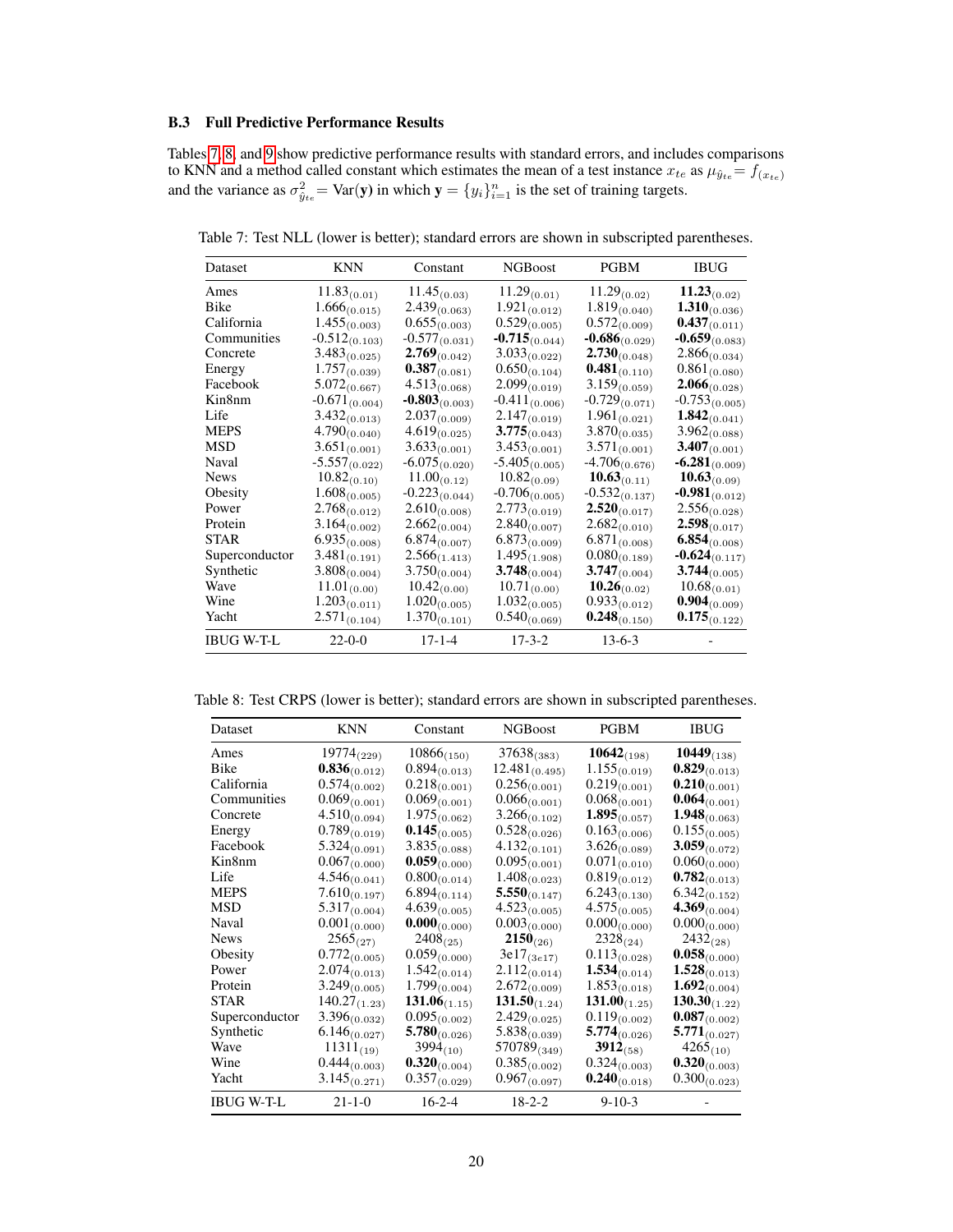### B.3 Full Predictive Performance Results

Tables 7, 8, and 9 show predictive performance results with standard errors, and includes comparisons to KNN and a method called constant which estimates the mean of a test instance $x_{te}$ as $\mu_{\hat{y}_{te}} = f_{(x_{te})}$ and the variance as $\sigma^2_{\hat{y}_{te}} = \text{Var}(\mathbf{y})$ in which $\mathbf{y} = \{y_i\}_{i=1}^n$ is the set of training targets.

Table 7: Test NLL (lower is better); standard errors are shown in subscripted parentheses.

| Dataset | KNN | Constant | NGBoost | PGBM | IBUG |
|---|---|---|---|---|---|
| Ames | $11.83_{(0.01)}$ | $11.45_{(0.03)}$ | $11.29_{(0.01)}$ | $11.29_{(0.02)}$ | $\mathbf{11.23}_{(0.02)}$ |
| Bike | $1.666_{(0.015)}$ | $2.439_{(0.063)}$ | $1.921_{(0.012)}$ | $1.819_{(0.040)}$ | $\mathbf{1.310}_{(0.036)}$ |
| California | $1.455_{(0.003)}$ | $0.655_{(0.003)}$ | $0.529_{(0.005)}$ | $0.572_{(0.009)}$ | $\mathbf{0.437}_{(0.011)}$ |
| Communities | $-0.512_{(0.103)}$ | $-0.577_{(0.031)}$ | $\mathbf{-0.715}_{(0.044)}$ | $\mathbf{-0.686}_{(0.029)}$ | $\mathbf{-0.659}_{(0.083)}$ |
| Concrete | $3.483_{(0.025)}$ | $\mathbf{2.769}_{(0.042)}$ | $3.033_{(0.022)}$ | $\mathbf{2.730}_{(0.048)}$ | $2.866_{(0.034)}$ |
| Energy | $1.757_{(0.039)}$ | $\mathbf{0.387}_{(0.081)}$ | $0.650_{(0.104)}$ | $\mathbf{0.481}_{(0.110)}$ | $0.861_{(0.080)}$ |
| Facebook | $5.072_{(0.667)}$ | $4.513_{(0.068)}$ | $2.099_{(0.019)}$ | $3.159_{(0.059)}$ | $\mathbf{2.066}_{(0.028)}$ |
| Kin8nm | $-0.671_{(0.004)}$ | $\mathbf{-0.803}_{(0.003)}$ | $-0.411_{(0.006)}$ | $-0.729_{(0.071)}$ | $-0.753_{(0.005)}$ |
| Life | $3.432_{(0.013)}$ | $2.037_{(0.009)}$ | $2.147_{(0.019)}$ | $1.961_{(0.021)}$ | $\mathbf{1.842}_{(0.041)}$ |
| MEPS | $4.790_{(0.040)}$ | $4.619_{(0.025)}$ | $\mathbf{3.775}_{(0.043)}$ | $3.870_{(0.035)}$ | $3.962_{(0.088)}$ |
| MSD | $3.651_{(0.001)}$ | $3.633_{(0.001)}$ | $3.453_{(0.001)}$ | $3.571_{(0.001)}$ | $\mathbf{3.407}_{(0.001)}$ |
| Naval | $-5.557_{(0.022)}$ | $-6.075_{(0.020)}$ | $-5.405_{(0.005)}$ | $-4.706_{(0.676)}$ | $\mathbf{-6.281}_{(0.009)}$ |
| News | $10.82_{(0.10)}$ | $11.00_{(0.12)}$ | $10.82_{(0.09)}$ | $\mathbf{10.63}_{(0.11)}$ | $\mathbf{10.63}_{(0.09)}$ |
| Obesity | $1.608_{(0.005)}$ | $-0.223_{(0.044)}$ | $-0.706_{(0.005)}$ | $-0.532_{(0.137)}$ | $\mathbf{-0.981}_{(0.012)}$ |
| Power | $2.768_{(0.012)}$ | $2.610_{(0.008)}$ | $2.773_{(0.019)}$ | $\mathbf{2.520}_{(0.017)}$ | $2.556_{(0.028)}$ |
| Protein | $3.164_{(0.002)}$ | $2.662_{(0.004)}$ | $2.840_{(0.007)}$ | $2.682_{(0.010)}$ | $\mathbf{2.598}_{(0.017)}$ |
| STAR | $6.935_{(0.008)}$ | $6.874_{(0.007)}$ | $6.873_{(0.009)}$ | $6.871_{(0.008)}$ | $\mathbf{6.854}_{(0.008)}$ |
| Superconductor | $3.481_{(0.191)}$ | $2.566_{(1.413)}$ | $1.495_{(1.908)}$ | $0.080_{(0.189)}$ | $\mathbf{-0.624}_{(0.117)}$ |
| Synthetic | $3.808_{(0.004)}$ | $3.750_{(0.004)}$ | $\mathbf{3.748}_{(0.004)}$ | $\mathbf{3.747}_{(0.004)}$ | $\mathbf{3.744}_{(0.005)}$ |
| Wave | $11.01_{(0.00)}$ | $10.42_{(0.00)}$ | $10.71_{(0.00)}$ | $\mathbf{10.26}_{(0.02)}$ | $10.68_{(0.01)}$ |
| Wine | $1.203_{(0.011)}$ | $1.020_{(0.005)}$ | $1.032_{(0.005)}$ | $0.933_{(0.012)}$ | $\mathbf{0.904}_{(0.009)}$ |
| Yacht | $2.571_{(0.104)}$ | $1.370_{(0.101)}$ | $0.540_{(0.069)}$ | $\mathbf{0.248}_{(0.150)}$ | $\mathbf{0.175}_{(0.122)}$ |
| IBUG W-T-L | 22-0-0 | 17-1-4 | 17-3-2 | 13-6-3 | - |

Table 8: Test CRPS (lower is better); standard errors are shown in subscripted parentheses.

| Dataset | KNN | Constant | NGBoost | PGBM | IBUG |
|---|---|---|---|---|---|
| Ames | $19774_{(229)}$ | $10866_{(150)}$ | $37638_{(383)}$ | $\mathbf{10642}_{(198)}$ | $\mathbf{10449}_{(138)}$ |
| Bike | $\mathbf{0.836}_{(0.012)}$ | $0.894_{(0.013)}$ | $12.481_{(0.495)}$ | $1.155_{(0.019)}$ | $\mathbf{0.829}_{(0.013)}$ |
| California | $0.574_{(0.002)}$ | $0.218_{(0.001)}$ | $0.256_{(0.001)}$ | $0.219_{(0.001)}$ | $\mathbf{0.210}_{(0.001)}$ |
| Communities | $0.069_{(0.001)}$ | $0.069_{(0.001)}$ | $0.066_{(0.001)}$ | $0.068_{(0.001)}$ | $\mathbf{0.064}_{(0.001)}$ |
| Concrete | $4.510_{(0.094)}$ | $1.975_{(0.062)}$ | $3.266_{(0.102)}$ | $\mathbf{1.895}_{(0.057)}$ | $\mathbf{1.948}_{(0.063)}$ |
| Energy | $0.789_{(0.019)}$ | $\mathbf{0.145}_{(0.005)}$ | $0.528_{(0.026)}$ | $0.163_{(0.006)}$ | $0.155_{(0.005)}$ |
| Facebook | $5.324_{(0.091)}$ | $3.835_{(0.088)}$ | $4.132_{(0.101)}$ | $3.626_{(0.089)}$ | $\mathbf{3.059}_{(0.072)}$ |
| Kin8nm | $0.067_{(0.000)}$ | $\mathbf{0.059}_{(0.000)}$ | $0.095_{(0.001)}$ | $0.071_{(0.010)}$ | $0.060_{(0.000)}$ |
| Life | $4.546_{(0.041)}$ | $0.800_{(0.014)}$ | $1.408_{(0.023)}$ | $0.819_{(0.012)}$ | $\mathbf{0.782}_{(0.013)}$ |
| MEPS | $7.610_{(0.197)}$ | $6.894_{(0.114)}$ | $\mathbf{5.550}_{(0.147)}$ | $6.243_{(0.130)}$ | $6.342_{(0.152)}$ |
| MSD | $5.317_{(0.004)}$ | $4.639_{(0.005)}$ | $4.523_{(0.005)}$ | $4.575_{(0.005)}$ | $\mathbf{4.369}_{(0.004)}$ |
| Naval | $0.001_{(0.000)}$ | $\mathbf{0.000}_{(0.000)}$ | $0.003_{(0.000)}$ | $0.000_{(0.000)}$ | $0.000_{(0.000)}$ |
| News | $2565_{(27)}$ | $2408_{(25)}$ | $\mathbf{2150}_{(26)}$ | $2328_{(24)}$ | $2432_{(28)}$ |
| Obesity | $0.772_{(0.005)}$ | $0.059_{(0.000)}$ | $3e17_{(3e17)}$ | $0.113_{(0.028)}$ | $\mathbf{0.058}_{(0.000)}$ |
| Power | $2.074_{(0.013)}$ | $1.542_{(0.014)}$ | $2.112_{(0.014)}$ | $\mathbf{1.534}_{(0.014)}$ | $\mathbf{1.528}_{(0.013)}$ |
| Protein | $3.249_{(0.005)}$ | $1.799_{(0.004)}$ | $2.672_{(0.009)}$ | $1.853_{(0.018)}$ | $\mathbf{1.692}_{(0.004)}$ |
| STAR | $140.27_{(1.23)}$ | $\mathbf{131.06}_{(1.15)}$ | $\mathbf{131.50}_{(1.24)}$ | $\mathbf{131.00}_{(1.25)}$ | $\mathbf{130.30}_{(1.22)}$ |
| Superconductor | $3.396_{(0.032)}$ | $0.095_{(0.002)}$ | $2.429_{(0.025)}$ | $0.119_{(0.002)}$ | $\mathbf{0.087}_{(0.002)}$ |
| Synthetic | $6.146_{(0.027)}$ | $\mathbf{5.780}_{(0.026)}$ | $5.838_{(0.039)}$ | $\mathbf{5.774}_{(0.026)}$ | $\mathbf{5.771}_{(0.027)}$ |
| Wave | $11311_{(19)}$ | $3994_{(10)}$ | $570789_{(349)}$ | $\mathbf{3912}_{(58)}$ | $4265_{(10)}$ |
| Wine | $0.444_{(0.003)}$ | $\mathbf{0.320}_{(0.004)}$ | $0.385_{(0.002)}$ | $0.324_{(0.003)}$ | $\mathbf{0.320}_{(0.003)}$ |
| Yacht | $3.145_{(0.271)}$ | $0.357_{(0.029)}$ | $0.967_{(0.097)}$ | $\mathbf{0.240}_{(0.018)}$ | $0.300_{(0.023)}$ |
| IBUG W-T-L | 21-1-0 | 16-2-4 | 18-2-2 | 9-10-3 | - |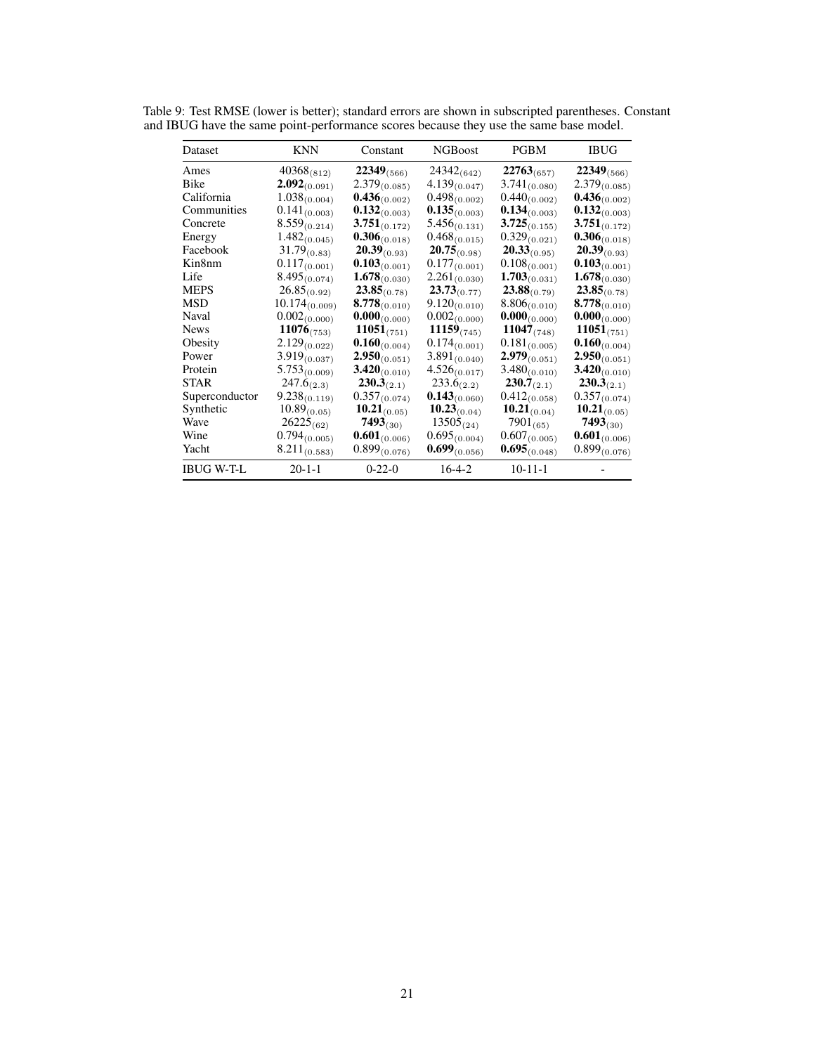Table 9: Test RMSE (lower is better); standard errors are shown in subscripted parentheses. Constant and IBUG have the same point-performance scores because they use the same base model.

| Dataset | KNN | Constant | NGBoost | PGBM | IBUG |
|---|---|---|---|---|---|
| Ames | $40368_{(812)}$ | $\mathbf{22349}_{(566)}$ | $24342_{(642)}$ | $\mathbf{22763}_{(657)}$ | $\mathbf{22349}_{(566)}$ |
| Bike | $\mathbf{2.092}_{(0.091)}$ | $2.379_{(0.085)}$ | $4.139_{(0.047)}$ | $3.741_{(0.080)}$ | $2.379_{(0.085)}$ |
| California | $1.038_{(0.004)}$ | $\mathbf{0.436}_{(0.002)}$ | $0.498_{(0.002)}$ | $0.440_{(0.002)}$ | $\mathbf{0.436}_{(0.002)}$ |
| Communities | $0.141_{(0.003)}$ | $\mathbf{0.132}_{(0.003)}$ | $\mathbf{0.135}_{(0.003)}$ | $\mathbf{0.134}_{(0.003)}$ | $\mathbf{0.132}_{(0.003)}$ |
| Concrete | $8.559_{(0.214)}$ | $\mathbf{3.751}_{(0.172)}$ | $5.456_{(0.131)}$ | $\mathbf{3.725}_{(0.155)}$ | $\mathbf{3.751}_{(0.172)}$ |
| Energy | $1.482_{(0.045)}$ | $\mathbf{0.306}_{(0.018)}$ | $0.468_{(0.015)}$ | $0.329_{(0.021)}$ | $\mathbf{0.306}_{(0.018)}$ |
| Facebook | $31.79_{(0.83)}$ | $\mathbf{20.39}_{(0.93)}$ | $\mathbf{20.75}_{(0.98)}$ | $\mathbf{20.33}_{(0.95)}$ | $\mathbf{20.39}_{(0.93)}$ |
| Kin8nm | $0.117_{(0.001)}$ | $\mathbf{0.103}_{(0.001)}$ | $0.177_{(0.001)}$ | $0.108_{(0.001)}$ | $\mathbf{0.103}_{(0.001)}$ |
| Life | $8.495_{(0.074)}$ | $\mathbf{1.678}_{(0.030)}$ | $2.261_{(0.030)}$ | $\mathbf{1.703}_{(0.031)}$ | $\mathbf{1.678}_{(0.030)}$ |
| MEPS | $26.85_{(0.92)}$ | $\mathbf{23.85}_{(0.78)}$ | $\mathbf{23.73}_{(0.77)}$ | $\mathbf{23.88}_{(0.79)}$ | $\mathbf{23.85}_{(0.78)}$ |
| MSD | $10.174_{(0.009)}$ | $\mathbf{8.778}_{(0.010)}$ | $9.120_{(0.010)}$ | $8.806_{(0.010)}$ | $\mathbf{8.778}_{(0.010)}$ |
| Naval | $0.002_{(0.000)}$ | $\mathbf{0.000}_{(0.000)}$ | $0.002_{(0.000)}$ | $\mathbf{0.000}_{(0.000)}$ | $\mathbf{0.000}_{(0.000)}$ |
| News | $\mathbf{11076}_{(753)}$ | $\mathbf{11051}_{(751)}$ | $\mathbf{11159}_{(745)}$ | $\mathbf{11047}_{(748)}$ | $\mathbf{11051}_{(751)}$ |
| Obesity | $2.129_{(0.022)}$ | $\mathbf{0.160}_{(0.004)}$ | $0.174_{(0.001)}$ | $0.181_{(0.005)}$ | $\mathbf{0.160}_{(0.004)}$ |
| Power | $3.919_{(0.037)}$ | $\mathbf{2.950}_{(0.051)}$ | $3.891_{(0.040)}$ | $\mathbf{2.979}_{(0.051)}$ | $\mathbf{2.950}_{(0.051)}$ |
| Protein | $5.753_{(0.009)}$ | $\mathbf{3.420}_{(0.010)}$ | $4.526_{(0.017)}$ | $3.480_{(0.010)}$ | $\mathbf{3.420}_{(0.010)}$ |
| STAR | $247.6_{(2.3)}$ | $\mathbf{230.3}_{(2.1)}$ | $233.6_{(2.2)}$ | $\mathbf{230.7}_{(2.1)}$ | $\mathbf{230.3}_{(2.1)}$ |
| Superconductor | $9.238_{(0.119)}$ | $0.357_{(0.074)}$ | $\mathbf{0.143}_{(0.060)}$ | $0.412_{(0.058)}$ | $0.357_{(0.074)}$ |
| Synthetic | $10.89_{(0.05)}$ | $\mathbf{10.21}_{(0.05)}$ | $\mathbf{10.23}_{(0.04)}$ | $\mathbf{10.21}_{(0.04)}$ | $\mathbf{10.21}_{(0.05)}$ |
| Wave | $26225_{(62)}$ | $\mathbf{7493}_{(30)}$ | $13505_{(24)}$ | $7901_{(65)}$ | $\mathbf{7493}_{(30)}$ |
| Wine | $0.794_{(0.005)}$ | $\mathbf{0.601}_{(0.006)}$ | $0.695_{(0.004)}$ | $0.607_{(0.005)}$ | $\mathbf{0.601}_{(0.006)}$ |
| Yacht | $8.211_{(0.583)}$ | $0.899_{(0.076)}$ | $\mathbf{0.699}_{(0.056)}$ | $\mathbf{0.695}_{(0.048)}$ | $0.899_{(0.076)}$ |
| IBUG W-T-L | 20-1-1 | 0-22-0 | 16-4-2 | 10-11-1 | - |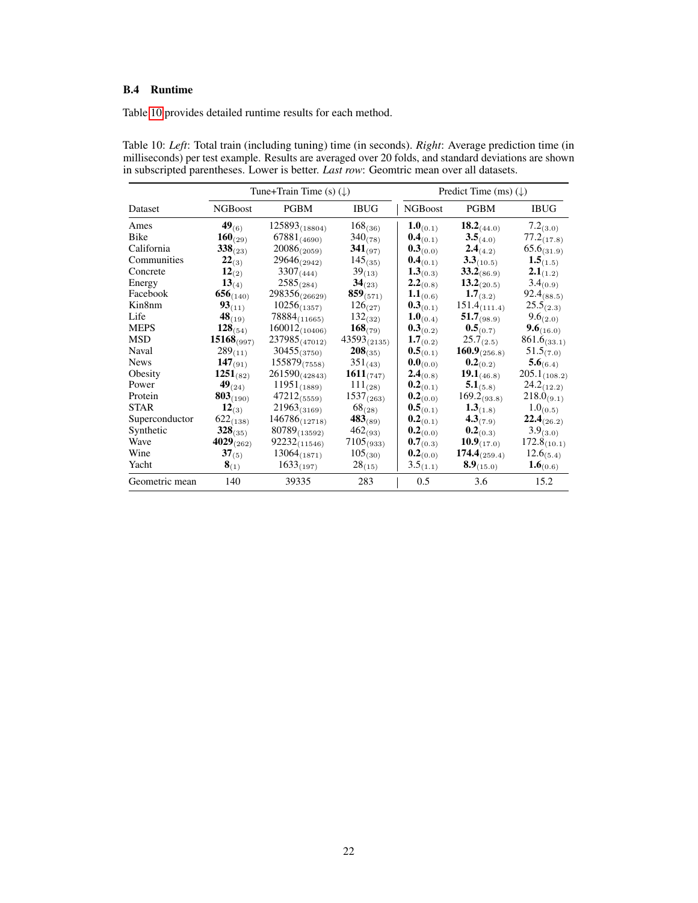### B.4 Runtime

Table 10 provides detailed runtime results for each method.

Table 10: *Left*: Total train (including tuning) time (in seconds). *Right*: Average prediction time (in milliseconds) per test example. Results are averaged over 20 folds, and standard deviations are shown in subscripted parentheses. Lower is better. *Last row*: Geomtric mean over all datasets.

| | Tune+Train Time (s) (↓) | | | Predict Time (ms) (↓) | | |
|---|---|---|---|---|---|---|
| Dataset | NGBoost | PGBM | IBUG | NGBoost | PGBM | IBUG |
| Ames | **49**$_{(6)}$ | 125893$_{(18804)}$ | 168$_{(36)}$ | **1.0**$_{(0.1)}$ | **18.2**$_{(44.0)}$ | 7.2$_{(3.0)}$ |
| Bike | **160**$_{(29)}$ | 67881$_{(4690)}$ | 340$_{(78)}$ | **0.4**$_{(0.1)}$ | **3.5**$_{(4.0)}$ | 77.2$_{(17.8)}$ |
| California | **338**$_{(23)}$ | 20086$_{(2059)}$ | **341**$_{(97)}$ | **0.3**$_{(0.0)}$ | **2.4**$_{(4.2)}$ | 65.6$_{(31.9)}$ |
| Communities | **22**$_{(3)}$ | 29646$_{(2942)}$ | 145$_{(35)}$ | **0.4**$_{(0.1)}$ | **3.3**$_{(10.5)}$ | **1.5**$_{(1.5)}$ |
| Concrete | **12**$_{(2)}$ | 3307$_{(444)}$ | 39$_{(13)}$ | **1.3**$_{(0.3)}$ | **33.2**$_{(86.9)}$ | **2.1**$_{(1.2)}$ |
| Energy | **13**$_{(4)}$ | 2585$_{(284)}$ | **34**$_{(23)}$ | **2.2**$_{(0.8)}$ | **13.2**$_{(20.5)}$ | 3.4$_{(0.9)}$ |
| Facebook | **656**$_{(140)}$ | 298356$_{(26629)}$ | **859**$_{(571)}$ | **1.1**$_{(0.6)}$ | **1.7**$_{(3.2)}$ | 92.4$_{(88.5)}$ |
| Kin8nm | **93**$_{(11)}$ | 10256$_{(1357)}$ | 126$_{(27)}$ | **0.3**$_{(0.1)}$ | 151.4$_{(111.4)}$ | 25.5$_{(2.3)}$ |
| Life | **48**$_{(19)}$ | 78884$_{(11665)}$ | 132$_{(32)}$ | **1.0**$_{(0.4)}$ | **51.7**$_{(98.9)}$ | 9.6$_{(2.0)}$ |
| MEPS | **128**$_{(54)}$ | 160012$_{(10406)}$ | **168**$_{(79)}$ | **0.3**$_{(0.2)}$ | **0.5**$_{(0.7)}$ | **9.6**$_{(16.0)}$ |
| MSD | **15168**$_{(997)}$ | 237985$_{(47012)}$ | 43593$_{(2135)}$ | **1.7**$_{(0.2)}$ | 25.7$_{(2.5)}$ | 861.6$_{(33.1)}$ |
| Naval | 289$_{(11)}$ | 30455$_{(3750)}$ | **208**$_{(35)}$ | **0.5**$_{(0.1)}$ | **160.9**$_{(256.8)}$ | 51.5$_{(7.0)}$ |
| News | **147**$_{(91)}$ | 155879$_{(7558)}$ | 351$_{(43)}$ | **0.0**$_{(0.0)}$ | **0.2**$_{(0.2)}$ | **5.6**$_{(6.4)}$ |
| Obesity | **1251**$_{(82)}$ | 261590$_{(42843)}$ | **1611**$_{(747)}$ | **2.4**$_{(0.8)}$ | **19.1**$_{(46.8)}$ | 205.1$_{(108.2)}$ |
| Power | **49**$_{(24)}$ | 11951$_{(1889)}$ | 111$_{(28)}$ | **0.2**$_{(0.1)}$ | **5.1**$_{(5.8)}$ | 24.2$_{(12.2)}$ |
| Protein | **803**$_{(190)}$ | 47212$_{(5559)}$ | 1537$_{(263)}$ | **0.2**$_{(0.0)}$ | 169.2$_{(93.8)}$ | 218.0$_{(9.1)}$ |
| STAR | **12**$_{(3)}$ | 21963$_{(3169)}$ | 68$_{(28)}$ | **0.5**$_{(0.1)}$ | **1.3**$_{(1.8)}$ | 1.0$_{(0.5)}$ |
| Superconductor | 622$_{(138)}$ | 146786$_{(12718)}$ | **483**$_{(89)}$ | **0.2**$_{(0.1)}$ | **4.3**$_{(7.9)}$ | **22.4**$_{(26.2)}$ |
| Synthetic | **328**$_{(35)}$ | 80789$_{(13592)}$ | 462$_{(93)}$ | **0.2**$_{(0.0)}$ | **0.2**$_{(0.3)}$ | 3.9$_{(3.0)}$ |
| Wave | **4029**$_{(262)}$ | 92232$_{(11546)}$ | 7105$_{(933)}$ | **0.7**$_{(0.3)}$ | **10.9**$_{(17.0)}$ | 172.8$_{(10.1)}$ |
| Wine | **37**$_{(5)}$ | 13064$_{(1871)}$ | 105$_{(30)}$ | **0.2**$_{(0.0)}$ | **174.4**$_{(259.4)}$ | 12.6$_{(5.4)}$ |
| Yacht | **8**$_{(1)}$ | 1633$_{(197)}$ | 28$_{(15)}$ | 3.5$_{(1.1)}$ | **8.9**$_{(15.0)}$ | **1.6**$_{(0.6)}$ |
| Geometric mean | 140 | 39335 | 283 | 0.5 | 3.6 | 15.2 |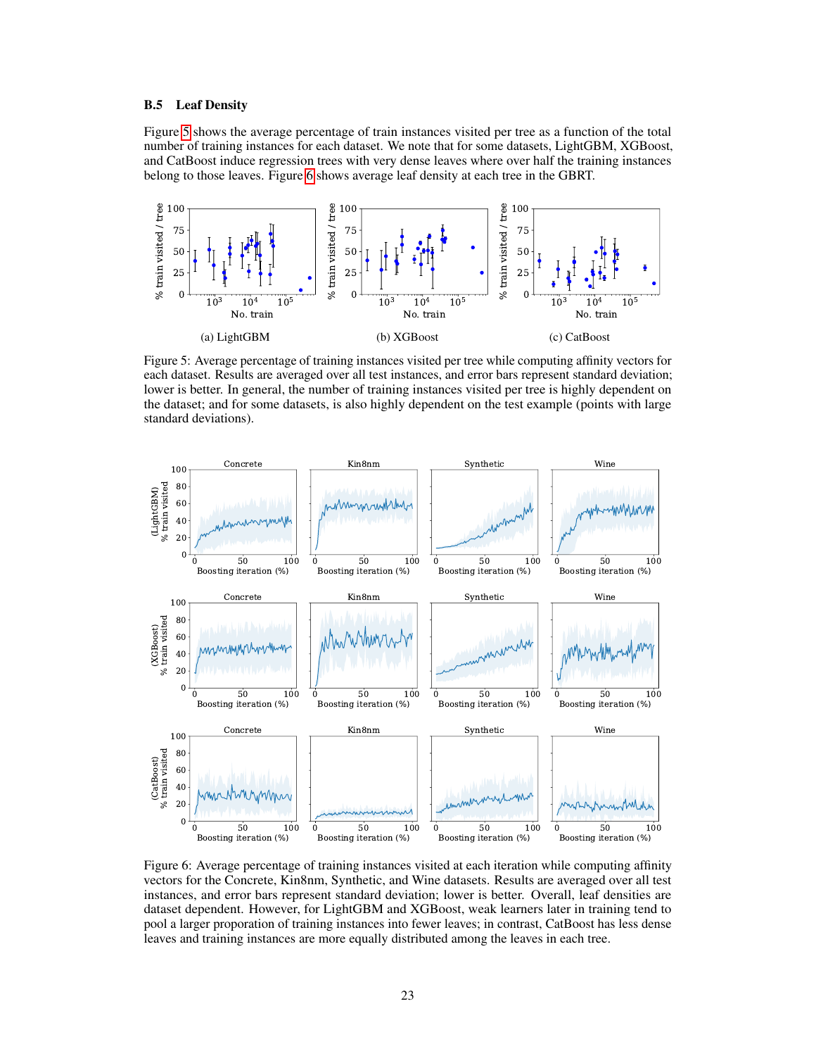### B.5 Leaf Density

Figure 5 shows the average percentage of train instances visited per tree as a function of the total number of training instances for each dataset. We note that for some datasets, LightGBM, XGBoost, and CatBoost induce regression trees with very dense leaves where over half the training instances belong to those leaves. Figure 6 shows average leaf density at each tree in the GBRT.

(a) LightGBM (b) XGBoost (c) CatBoost

Figure 5: Average percentage of training instances visited per tree while computing affinity vectors for each dataset. Results are averaged over all test instances, and error bars represent standard deviation; lower is better. In general, the number of training instances visited per tree is highly dependent on the dataset; and for some datasets, is also highly dependent on the test example (points with large standard deviations).

Figure 6: Average percentage of training instances visited at each iteration while computing affinity vectors for the Concrete, Kin8nm, Synthetic, and Wine datasets. Results are averaged over all test instances, and error bars represent standard deviation; lower is better. Overall, leaf densities are dataset dependent. However, for LightGBM and XGBoost, weak learners later in training tend to pool a larger proporation of training instances into fewer leaves; in contrast, CatBoost has less dense leaves and training instances are more equally distributed among the leaves in each tree.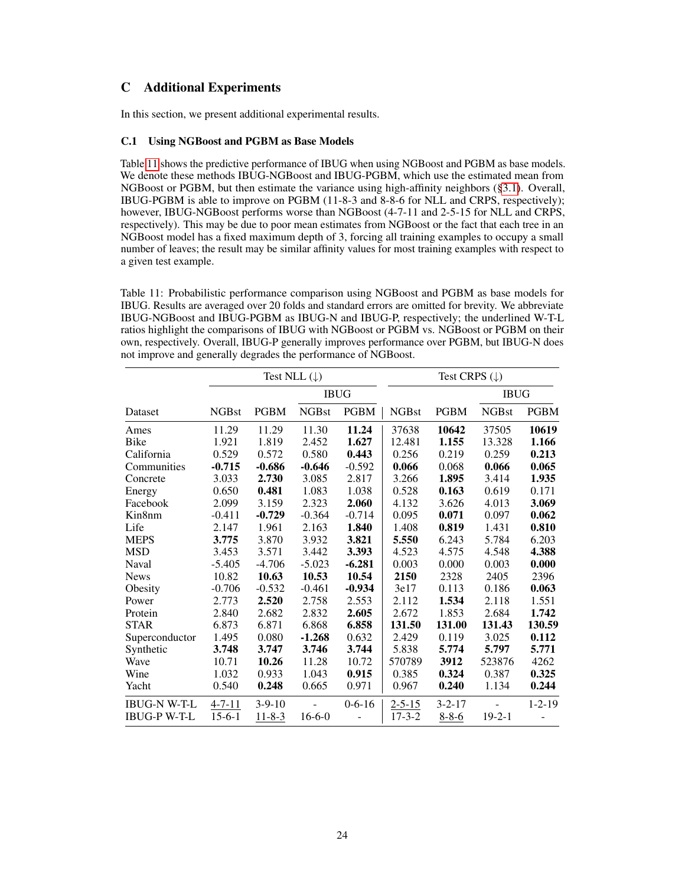# C Additional Experiments

In this section, we present additional experimental results.

## C.1 Using NGBoost and PGBM as Base Models

Table 11 shows the predictive performance of IBUG when using NGBoost and PGBM as base models. We denote these methods IBUG-NGBoost and IBUG-PGBM, which use the estimated mean from NGBoost or PGBM, but then estimate the variance using high-affinity neighbors (§3.1). Overall, IBUG-PGBM is able to improve on PGBM (11-8-3 and 8-8-6 for NLL and CRPS, respectively); however, IBUG-NGBoost performs worse than NGBoost (4-7-11 and 2-5-15 for NLL and CRPS, respectively). This may be due to poor mean estimates from NGBoost or the fact that each tree in an NGBoost model has a fixed maximum depth of 3, forcing all training examples to occupy a small number of leaves; the result may be similar affinity values for most training examples with respect to a given test example.

Table 11: Probabilistic performance comparison using NGBoost and PGBM as base models for IBUG. Results are averaged over 20 folds and standard errors are omitted for brevity. We abbreviate IBUG-NGBoost and IBUG-PGBM as IBUG-N and IBUG-P, respectively; the underlined W-T-L ratios highlight the comparisons of IBUG with NGBoost or PGBM vs. NGBoost or PGBM on their own, respectively. Overall, IBUG-P generally improves performance over PGBM, but IBUG-N does not improve and generally degrades the performance of NGBoost.

| | Test NLL (↓) | | | | Test CRPS (↓) | | | |
|---|---|---|---|---|---|---|---|---|
| | | | IBUG | | | | IBUG | |
| Dataset | NGBst | PGBM | NGBst | PGBM | NGBst | PGBM | NGBst | PGBM |
| Ames | 11.29 | 11.29 | 11.30 | **11.24** | 37638 | **10642** | 37505 | **10619** |
| Bike | 1.921 | 1.819 | 2.452 | **1.627** | 12.481 | **1.155** | 13.328 | **1.166** |
| California | 0.529 | 0.572 | 0.580 | **0.443** | 0.256 | 0.219 | 0.259 | **0.213** |
| Communities | **-0.715** | **-0.686** | **-0.646** | -0.592 | **0.066** | 0.068 | **0.066** | **0.065** |
| Concrete | 3.033 | **2.730** | 3.085 | 2.817 | 3.266 | **1.895** | 3.414 | **1.935** |
| Energy | 0.650 | **0.481** | 1.083 | 1.038 | 0.528 | **0.163** | 0.619 | 0.171 |
| Facebook | 2.099 | 3.159 | 2.323 | **2.060** | 4.132 | 3.626 | 4.013 | **3.069** |
| Kin8nm | -0.411 | **-0.729** | -0.364 | -0.714 | 0.095 | **0.071** | 0.097 | **0.062** |
| Life | 2.147 | 1.961 | 2.163 | **1.840** | 1.408 | **0.819** | 1.431 | **0.810** |
| MEPS | **3.775** | 3.870 | 3.932 | **3.821** | **5.550** | 6.243 | 5.784 | 6.203 |
| MSD | 3.453 | 3.571 | 3.442 | **3.393** | 4.523 | 4.575 | 4.548 | **4.388** |
| Naval | -5.405 | -4.706 | -5.023 | **-6.281** | 0.003 | 0.000 | 0.003 | **0.000** |
| News | 10.82 | **10.63** | **10.53** | **10.54** | **2150** | 2328 | 2405 | 2396 |
| Obesity | -0.706 | -0.532 | -0.461 | **-0.934** | 3e17 | 0.113 | 0.186 | **0.063** |
| Power | 2.773 | **2.520** | 2.758 | 2.553 | 2.112 | **1.534** | 2.118 | 1.551 |
| Protein | 2.840 | 2.682 | 2.832 | **2.605** | 2.672 | 1.853 | 2.684 | **1.742** |
| STAR | 6.873 | 6.871 | 6.868 | **6.858** | **131.50** | **131.00** | **131.43** | **130.59** |
| Superconductor | 1.495 | 0.080 | **-1.268** | 0.632 | 2.429 | 0.119 | 3.025 | **0.112** |
| Synthetic | **3.748** | **3.747** | **3.746** | **3.744** | 5.838 | **5.774** | **5.797** | **5.771** |
| Wave | 10.71 | **10.26** | 11.28 | 10.72 | 570789 | **3912** | 523876 | 4262 |
| Wine | 1.032 | 0.933 | 1.043 | **0.915** | 0.385 | **0.324** | 0.387 | **0.325** |
| Yacht | 0.540 | **0.248** | 0.665 | 0.971 | 0.967 | **0.240** | 1.134 | **0.244** |
| IBUG-N W-T-L | <u>4-7-11</u> | 3-9-10 | - | 0-6-16 | <u>2-5-15</u> | 3-2-17 | - | 1-2-19 |
| IBUG-P W-T-L | 15-6-1 | <u>11-8-3</u> | 16-6-0 | - | 17-3-2 | <u>8-8-6</u> | 19-2-1 | - |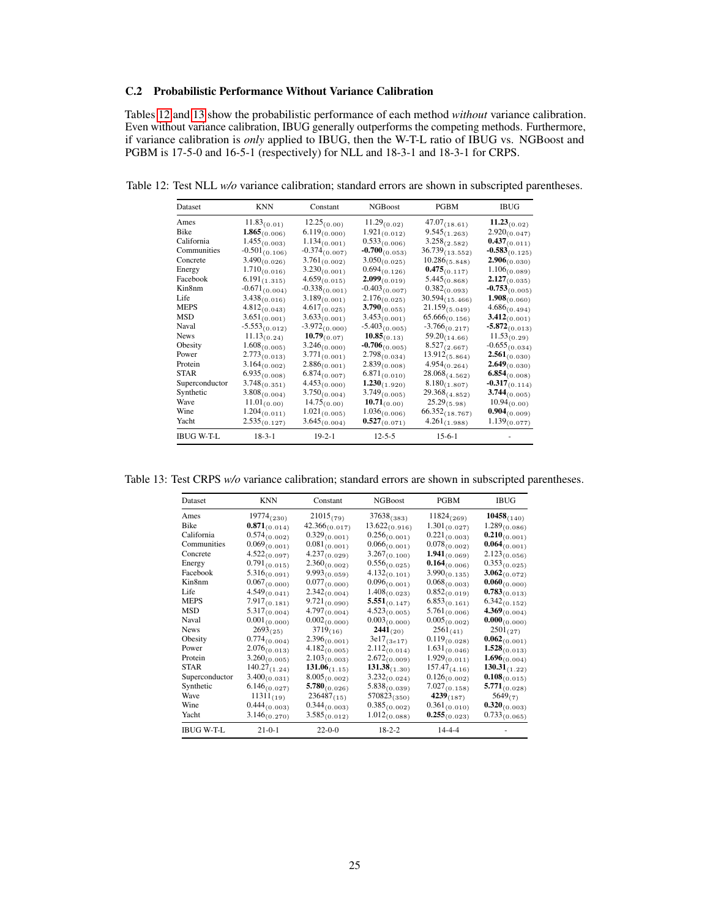### C.2 Probabilistic Performance Without Variance Calibration

Tables 12 and 13 show the probabilistic performance of each method *without* variance calibration. Even without variance calibration, IBUG generally outperforms the competing methods. Furthermore, if variance calibration is *only* applied to IBUG, then the W-T-L ratio of IBUG vs. NGBoost and PGBM is 17-5-0 and 16-5-1 (respectively) for NLL and 18-3-1 and 18-3-1 for CRPS.

Table 12: Test NLL *w/o* variance calibration; standard errors are shown in subscripted parentheses.

| Dataset | KNN | Constant | NGBoost | PGBM | IBUG |
|---|---|---|---|---|---|
| Ames | $11.83_{(0.01)}$ | $12.25_{(0.00)}$ | $11.29_{(0.02)}$ | $47.07_{(18.61)}$ | $\mathbf{11.23}_{(0.02)}$ |
| Bike | $\mathbf{1.865}_{(0.006)}$ | $6.119_{(0.000)}$ | $1.921_{(0.012)}$ | $9.545_{(1.263)}$ | $2.920_{(0.047)}$ |
| California | $1.455_{(0.003)}$ | $1.134_{(0.001)}$ | $0.533_{(0.006)}$ | $3.258_{(2.582)}$ | $\mathbf{0.437}_{(0.011)}$ |
| Communities | $-0.501_{(0.106)}$ | $-0.374_{(0.007)}$ | $\mathbf{-0.700}_{(0.053)}$ | $36.739_{(13.552)}$ | $\mathbf{-0.583}_{(0.125)}$ |
| Concrete | $3.490_{(0.026)}$ | $3.761_{(0.002)}$ | $3.050_{(0.025)}$ | $10.286_{(5.848)}$ | $\mathbf{2.906}_{(0.030)}$ |
| Energy | $1.710_{(0.016)}$ | $3.230_{(0.001)}$ | $0.694_{(0.126)}$ | $\mathbf{0.475}_{(0.117)}$ | $1.106_{(0.089)}$ |
| Facebook | $6.191_{(1.315)}$ | $4.659_{(0.015)}$ | $\mathbf{2.099}_{(0.019)}$ | $5.445_{(0.868)}$ | $\mathbf{2.127}_{(0.035)}$ |
| Kin8nm | $-0.671_{(0.004)}$ | $-0.338_{(0.001)}$ | $-0.403_{(0.007)}$ | $0.382_{(0.093)}$ | $\mathbf{-0.753}_{(0.005)}$ |
| Life | $3.438_{(0.016)}$ | $3.189_{(0.001)}$ | $2.176_{(0.025)}$ | $30.594_{(15.466)}$ | $\mathbf{1.908}_{(0.060)}$ |
| MEPS | $4.812_{(0.043)}$ | $4.617_{(0.025)}$ | $\mathbf{3.790}_{(0.055)}$ | $21.159_{(5.049)}$ | $4.686_{(0.494)}$ |
| MSD | $3.651_{(0.001)}$ | $3.633_{(0.001)}$ | $3.453_{(0.001)}$ | $65.666_{(0.156)}$ | $\mathbf{3.412}_{(0.001)}$ |
| Naval | $-5.553_{(0.012)}$ | $-3.972_{(0.000)}$ | $-5.403_{(0.005)}$ | $-3.766_{(0.217)}$ | $\mathbf{-5.872}_{(0.013)}$ |
| News | $11.13_{(0.24)}$ | $\mathbf{10.79}_{(0.07)}$ | $\mathbf{10.85}_{(0.13)}$ | $59.20_{(14.66)}$ | $11.53_{(0.29)}$ |
| Obesity | $1.608_{(0.005)}$ | $3.246_{(0.000)}$ | $\mathbf{-0.706}_{(0.005)}$ | $8.527_{(2.667)}$ | $-0.655_{(0.034)}$ |
| Power | $2.773_{(0.013)}$ | $3.771_{(0.001)}$ | $2.798_{(0.034)}$ | $13.912_{(5.864)}$ | $\mathbf{2.561}_{(0.030)}$ |
| Protein | $3.164_{(0.002)}$ | $2.886_{(0.001)}$ | $2.839_{(0.008)}$ | $4.954_{(0.264)}$ | $\mathbf{2.649}_{(0.030)}$ |
| STAR | $6.935_{(0.008)}$ | $6.874_{(0.007)}$ | $6.871_{(0.010)}$ | $28.068_{(4.562)}$ | $\mathbf{6.854}_{(0.008)}$ |
| Superconductor | $3.748_{(0.351)}$ | $4.453_{(0.000)}$ | $\mathbf{1.230}_{(1.920)}$ | $8.180_{(1.807)}$ | $\mathbf{-0.317}_{(0.114)}$ |
| Synthetic | $3.808_{(0.004)}$ | $3.750_{(0.004)}$ | $3.749_{(0.005)}$ | $29.368_{(4.852)}$ | $\mathbf{3.744}_{(0.005)}$ |
| Wave | $11.01_{(0.00)}$ | $14.75_{(0.00)}$ | $\mathbf{10.71}_{(0.00)}$ | $25.29_{(5.98)}$ | $10.94_{(0.00)}$ |
| Wine | $1.204_{(0.011)}$ | $1.021_{(0.005)}$ | $1.036_{(0.006)}$ | $66.352_{(18.767)}$ | $\mathbf{0.904}_{(0.009)}$ |
| Yacht | $2.535_{(0.127)}$ | $3.645_{(0.004)}$ | $\mathbf{0.527}_{(0.071)}$ | $4.261_{(1.988)}$ | $1.139_{(0.077)}$ |
| IBUG W-T-L | 18-3-1 | 19-2-1 | 12-5-5 | 15-6-1 | - |

Table 13: Test CRPS *w/o* variance calibration; standard errors are shown in subscripted parentheses.

| Dataset | KNN | Constant | NGBoost | PGBM | IBUG |
|---|---|---|---|---|---|
| Ames | $19774_{(230)}$ | $21015_{(79)}$ | $37638_{(383)}$ | $11824_{(269)}$ | $\mathbf{10458}_{(140)}$ |
| Bike | $\mathbf{0.871}_{(0.014)}$ | $42.366_{(0.017)}$ | $13.622_{(0.916)}$ | $1.301_{(0.027)}$ | $1.289_{(0.086)}$ |
| California | $0.574_{(0.002)}$ | $0.329_{(0.001)}$ | $0.256_{(0.001)}$ | $0.221_{(0.003)}$ | $\mathbf{0.210}_{(0.001)}$ |
| Communities | $0.069_{(0.001)}$ | $0.081_{(0.001)}$ | $0.066_{(0.001)}$ | $0.078_{(0.002)}$ | $\mathbf{0.064}_{(0.001)}$ |
| Concrete | $4.522_{(0.097)}$ | $4.237_{(0.029)}$ | $3.267_{(0.100)}$ | $\mathbf{1.941}_{(0.069)}$ | $2.123_{(0.056)}$ |
| Energy | $0.791_{(0.015)}$ | $2.360_{(0.002)}$ | $0.556_{(0.025)}$ | $\mathbf{0.164}_{(0.006)}$ | $0.353_{(0.025)}$ |
| Facebook | $5.316_{(0.091)}$ | $9.993_{(0.059)}$ | $4.132_{(0.101)}$ | $3.990_{(0.135)}$ | $\mathbf{3.062}_{(0.072)}$ |
| Kin8nm | $0.067_{(0.000)}$ | $0.077_{(0.000)}$ | $0.096_{(0.001)}$ | $0.068_{(0.003)}$ | $\mathbf{0.060}_{(0.000)}$ |
| Life | $4.549_{(0.041)}$ | $2.342_{(0.004)}$ | $1.408_{(0.023)}$ | $0.852_{(0.019)}$ | $\mathbf{0.783}_{(0.013)}$ |
| MEPS | $7.917_{(0.181)}$ | $9.721_{(0.090)}$ | $\mathbf{5.551}_{(0.147)}$ | $6.853_{(0.161)}$ | $6.342_{(0.152)}$ |
| MSD | $5.317_{(0.004)}$ | $4.797_{(0.004)}$ | $4.523_{(0.005)}$ | $5.761_{(0.006)}$ | $\mathbf{4.369}_{(0.004)}$ |
| Naval | $0.001_{(0.000)}$ | $0.002_{(0.000)}$ | $0.003_{(0.000)}$ | $0.005_{(0.002)}$ | $\mathbf{0.000}_{(0.000)}$ |
| News | $2693_{(25)}$ | $3719_{(16)}$ | $\mathbf{2441}_{(20)}$ | $2561_{(41)}$ | $2501_{(27)}$ |
| Obesity | $0.774_{(0.004)}$ | $2.396_{(0.001)}$ | $3e17_{(3e17)}$ | $0.119_{(0.028)}$ | $\mathbf{0.062}_{(0.001)}$ |
| Power | $2.076_{(0.013)}$ | $4.182_{(0.005)}$ | $2.112_{(0.014)}$ | $1.631_{(0.046)}$ | $\mathbf{1.528}_{(0.013)}$ |
| Protein | $3.260_{(0.005)}$ | $2.103_{(0.003)}$ | $2.672_{(0.009)}$ | $1.929_{(0.011)}$ | $\mathbf{1.696}_{(0.004)}$ |
| STAR | $140.27_{(1.24)}$ | $\mathbf{131.06}_{(1.15)}$ | $\mathbf{131.38}_{(1.30)}$ | $157.47_{(4.16)}$ | $\mathbf{130.31}_{(1.22)}$ |
| Superconductor | $3.400_{(0.031)}$ | $8.005_{(0.002)}$ | $3.232_{(0.024)}$ | $0.126_{(0.002)}$ | $\mathbf{0.108}_{(0.015)}$ |
| Synthetic | $6.146_{(0.027)}$ | $\mathbf{5.780}_{(0.026)}$ | $5.838_{(0.039)}$ | $7.027_{(0.158)}$ | $\mathbf{5.771}_{(0.028)}$ |
| Wave | $11311_{(19)}$ | $236487_{(15)}$ | $570823_{(350)}$ | $\mathbf{4239}_{(187)}$ | $5649_{(7)}$ |
| Wine | $0.444_{(0.003)}$ | $0.344_{(0.003)}$ | $0.385_{(0.002)}$ | $0.361_{(0.010)}$ | $\mathbf{0.320}_{(0.003)}$ |
| Yacht | $3.146_{(0.270)}$ | $3.585_{(0.012)}$ | $1.012_{(0.088)}$ | $\mathbf{0.255}_{(0.023)}$ | $0.733_{(0.065)}$ |
| IBUG W-T-L | 21-0-1 | 22-0-0 | 18-2-2 | 14-4-4 | - |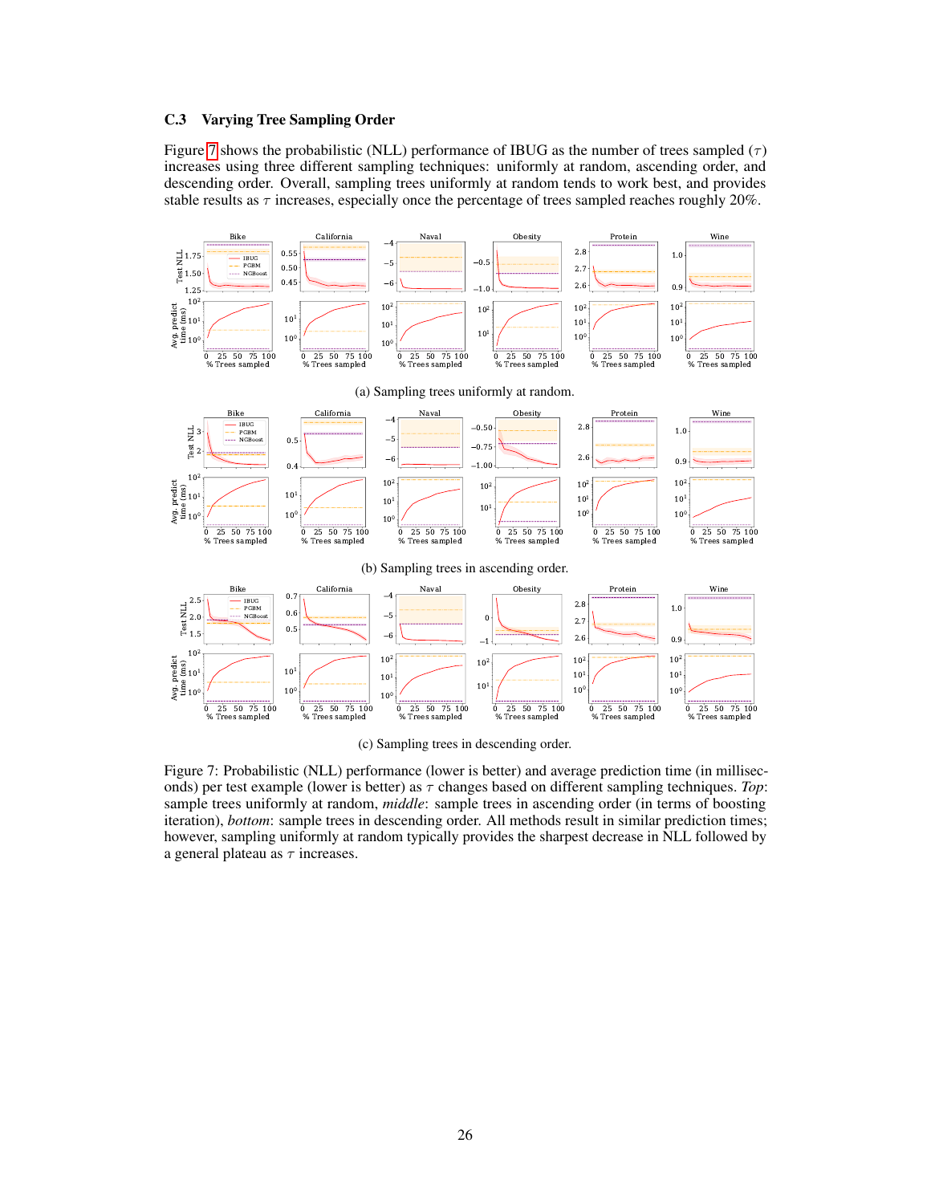### C.3 Varying Tree Sampling Order

Figure 7 shows the probabilistic (NLL) performance of IBUG as the number of trees sampled ($\tau$) increases using three different sampling techniques: uniformly at random, ascending order, and descending order. Overall, sampling trees uniformly at random tends to work best, and provides stable results as $\tau$ increases, especially once the percentage of trees sampled reaches roughly 20%.

Bike
California
Naval
Obesity
Protein
Wine
Test NLL
Avg. predict time (ms)
IBUG
PGBM
NGBoost
% Trees sampled

(a) Sampling trees uniformly at random.

Bike
California
Naval
Obesity
Protein
Wine
Test NLL
Avg. predict time (ms)
IBUG
PGBM
NGBoost
% Trees sampled

(b) Sampling trees in ascending order.

Bike
California
Naval
Obesity
Protein
Wine
Test NLL
Avg. predict time (ms)
IBUG
PGBM
NGBoost
% Trees sampled

(c) Sampling trees in descending order.

Figure 7: Probabilistic (NLL) performance (lower is better) and average prediction time (in milliseconds) per test example (lower is better) as $\tau$ changes based on different sampling techniques. *Top*: sample trees uniformly at random, *middle*: sample trees in ascending order (in terms of boosting iteration), *bottom*: sample trees in descending order. All methods result in similar prediction times; however, sampling uniformly at random typically provides the sharpest decrease in NLL followed by a general plateau as $\tau$ increases.